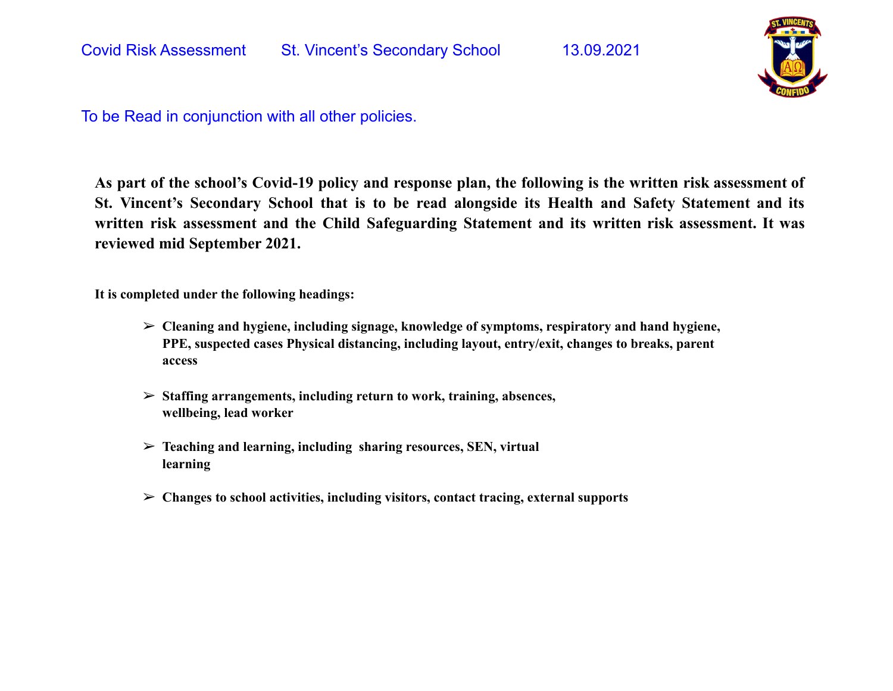Covid Risk Assessment St. Vincent's Secondary School 13.09.2021

To be Read in conjunction with all other policies.

**As part of the school's Covid-19 policy and response plan, the following is the written risk assessment of St. Vincent's Secondary School that is to be read alongside its Health and Safety Statement and its written risk assessment and the Child Safeguarding Statement and its written risk assessment. It was reviewed mid September 2021.**

**It is completed under the following headings:**

- **Cleaning and hygiene, including signage, knowledge of symptoms, respiratory and hand hygiene, PPE, suspected cases Physical distancing, including layout, entry/exit, changes to breaks, parent access**

- **Staffing arrangements, including return to work, training, absences, wellbeing, lead worker**

- **Teaching and learning, including sharing resources, SEN, virtual learning**

- **Changes to school activities, including visitors, contact tracing, external supports**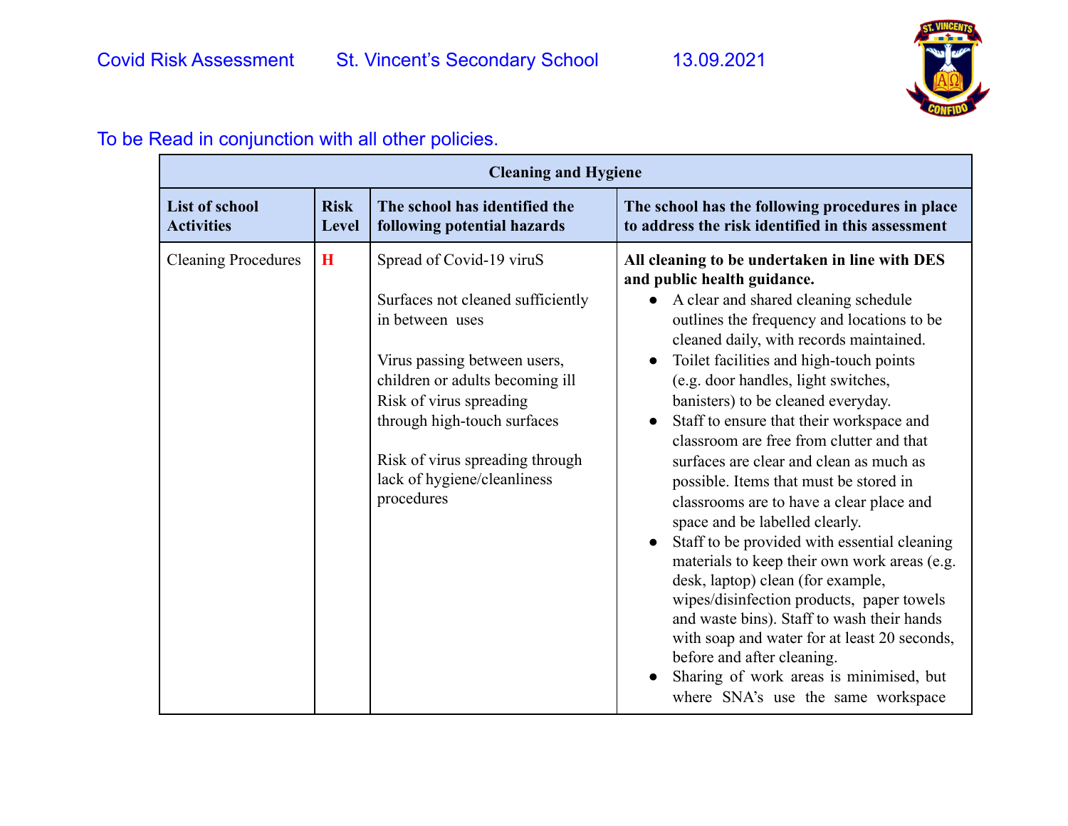Covid Risk Assessment St. Vincent's Secondary School 13.09.2021

To be Read in conjunction with all other policies.

| Cleaning and Hygiene | | | |
|---|---|---|---|
| **List of school Activities** | **Risk Level** | **The school has identified the following potential hazards** | **The school has the following procedures in place to address the risk identified in this assessment** |
| Cleaning Procedures | **H** | Spread of Covid-19 viruS<br><br>Surfaces not cleaned sufficiently in between uses<br><br>Virus passing between users, children or adults becoming ill Risk of virus spreading through high-touch surfaces<br><br>Risk of virus spreading through lack of hygiene/cleanliness procedures | **All cleaning to be undertaken in line with DES and public health guidance.**<br>● A clear and shared cleaning schedule outlines the frequency and locations to be cleaned daily, with records maintained.<br>● Toilet facilities and high-touch points (e.g. door handles, light switches, banisters) to be cleaned everyday.<br>● Staff to ensure that their workspace and classroom are free from clutter and that surfaces are clear and clean as much as possible. Items that must be stored in classrooms are to have a clear place and space and be labelled clearly.<br>● Staff to be provided with essential cleaning materials to keep their own work areas (e.g. desk, laptop) clean (for example, wipes/disinfection products, paper towels and waste bins). Staff to wash their hands with soap and water for at least 20 seconds, before and after cleaning.<br>● Sharing of work areas is minimised, but where SNA's use the same workspace |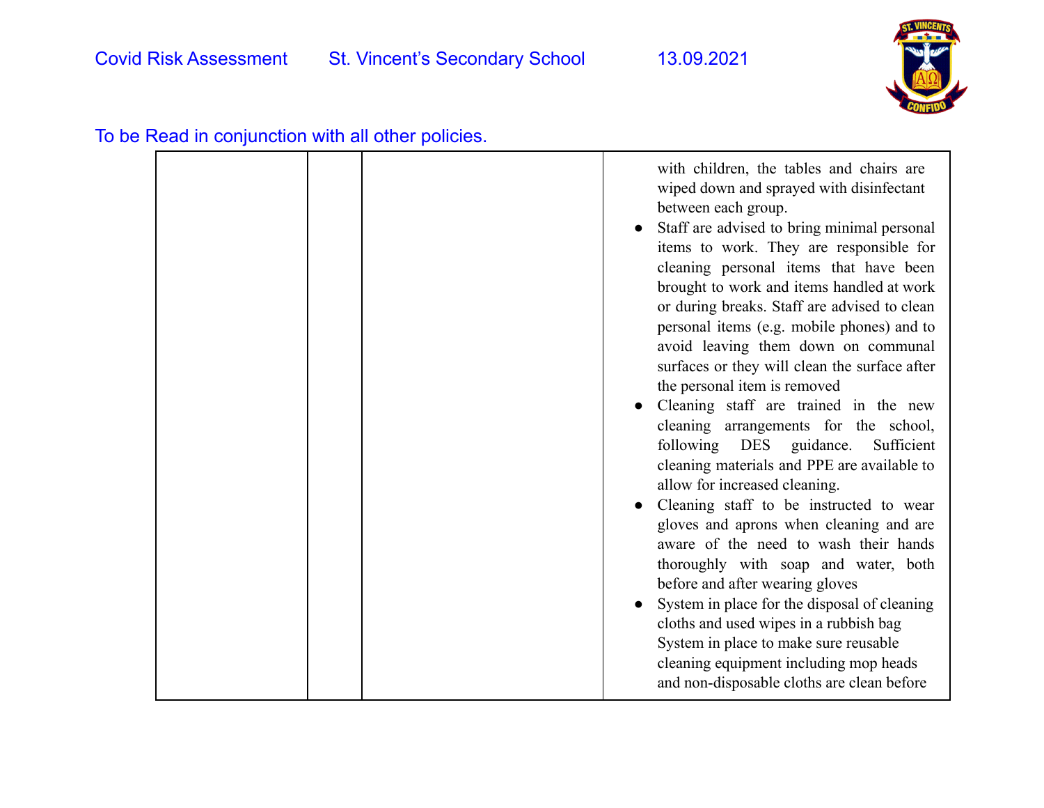| | | | with children, the tables and chairs are wiped down and sprayed with disinfectant between each group.<br>● Staff are advised to bring minimal personal items to work. They are responsible for cleaning personal items that have been brought to work and items handled at work or during breaks. Staff are advised to clean personal items (e.g. mobile phones) and to avoid leaving them down on communal surfaces or they will clean the surface after the personal item is removed<br>● Cleaning staff are trained in the new cleaning arrangements for the school, following DES guidance. Sufficient cleaning materials and PPE are available to allow for increased cleaning.<br>● Cleaning staff to be instructed to wear gloves and aprons when cleaning and are aware of the need to wash their hands thoroughly with soap and water, both before and after wearing gloves<br>● System in place for the disposal of cleaning cloths and used wipes in a rubbish bag System in place to make sure reusable cleaning equipment including mop heads and non-disposable cloths are clean before |
|---|---|---|---|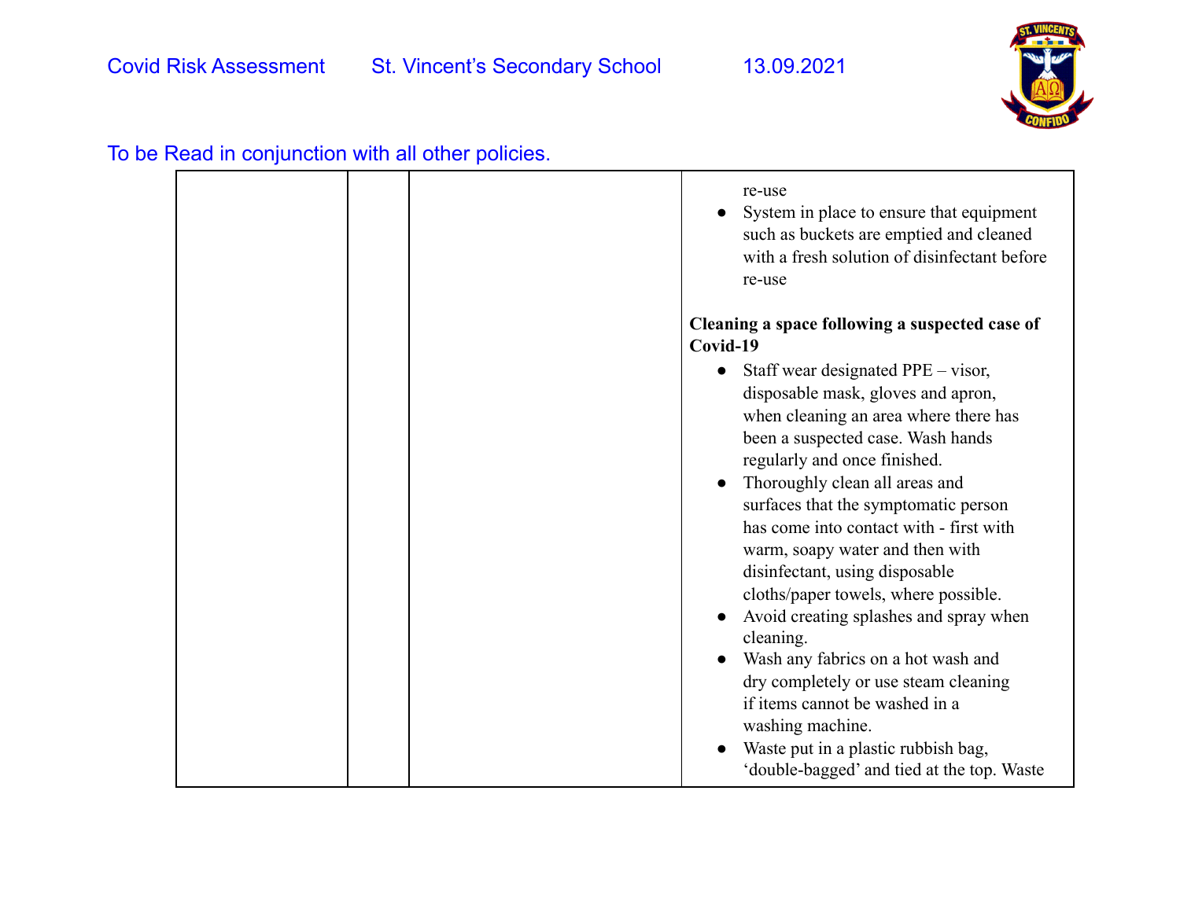To be Read in conjunction with all other policies.

| | | | |
|---|---|---|---|
| | | | re-use<br>• System in place to ensure that equipment such as buckets are emptied and cleaned with a fresh solution of disinfectant before re-use<br><br>**Cleaning a space following a suspected case of Covid-19**<br>• Staff wear designated PPE – visor, disposable mask, gloves and apron, when cleaning an area where there has been a suspected case. Wash hands regularly and once finished.<br>• Thoroughly clean all areas and surfaces that the symptomatic person has come into contact with - first with warm, soapy water and then with disinfectant, using disposable cloths/paper towels, where possible.<br>• Avoid creating splashes and spray when cleaning.<br>• Wash any fabrics on a hot wash and dry completely or use steam cleaning if items cannot be washed in a washing machine.<br>• Waste put in a plastic rubbish bag, 'double-bagged' and tied at the top. Waste |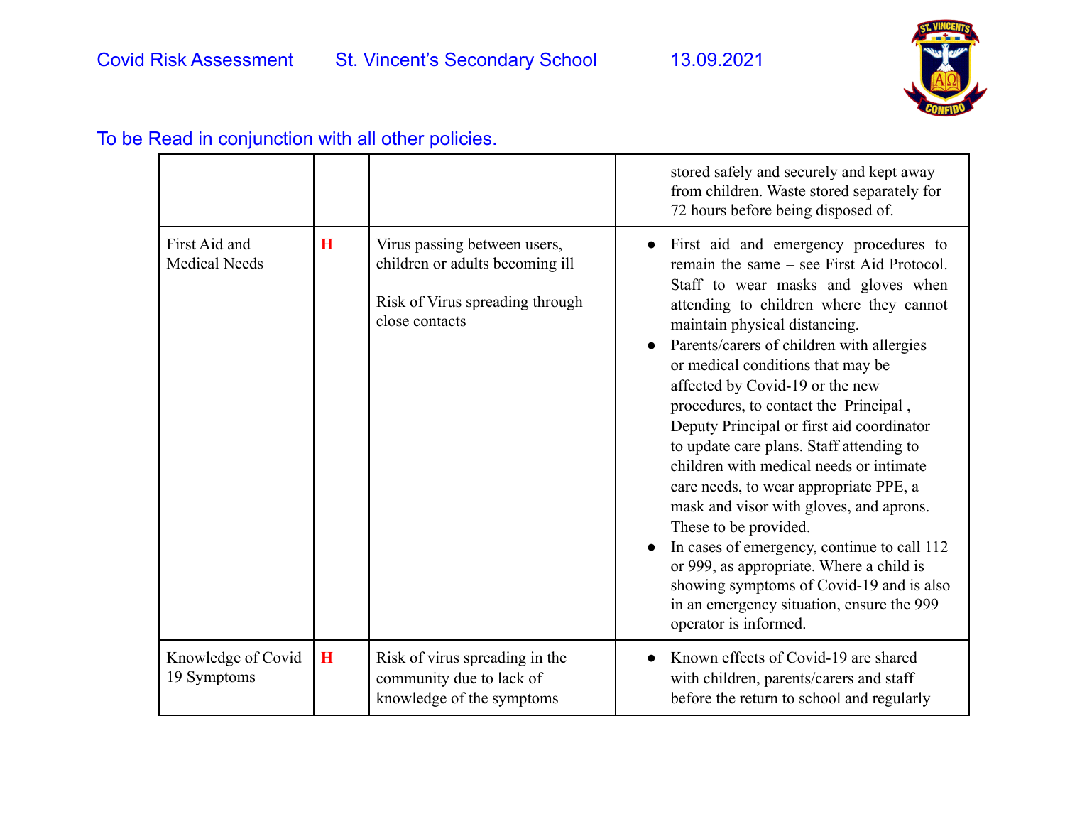To be Read in conjunction with all other policies.

| | | | |
|---|---|---|---|
| | | | stored safely and securely and kept away from children. Waste stored separately for 72 hours before being disposed of. |
| First Aid and Medical Needs | **H** | Virus passing between users, children or adults becoming ill<br><br>Risk of Virus spreading through close contacts | • First aid and emergency procedures to remain the same – see First Aid Protocol. Staff to wear masks and gloves when attending to children where they cannot maintain physical distancing.<br>• Parents/carers of children with allergies or medical conditions that may be affected by Covid-19 or the new procedures, to contact the Principal , Deputy Principal or first aid coordinator to update care plans. Staff attending to children with medical needs or intimate care needs, to wear appropriate PPE, a mask and visor with gloves, and aprons. These to be provided.<br>• In cases of emergency, continue to call 112 or 999, as appropriate. Where a child is showing symptoms of Covid-19 and is also in an emergency situation, ensure the 999 operator is informed. |
| Knowledge of Covid 19 Symptoms | **H** | Risk of virus spreading in the community due to lack of knowledge of the symptoms | • Known effects of Covid-19 are shared with children, parents/carers and staff before the return to school and regularly |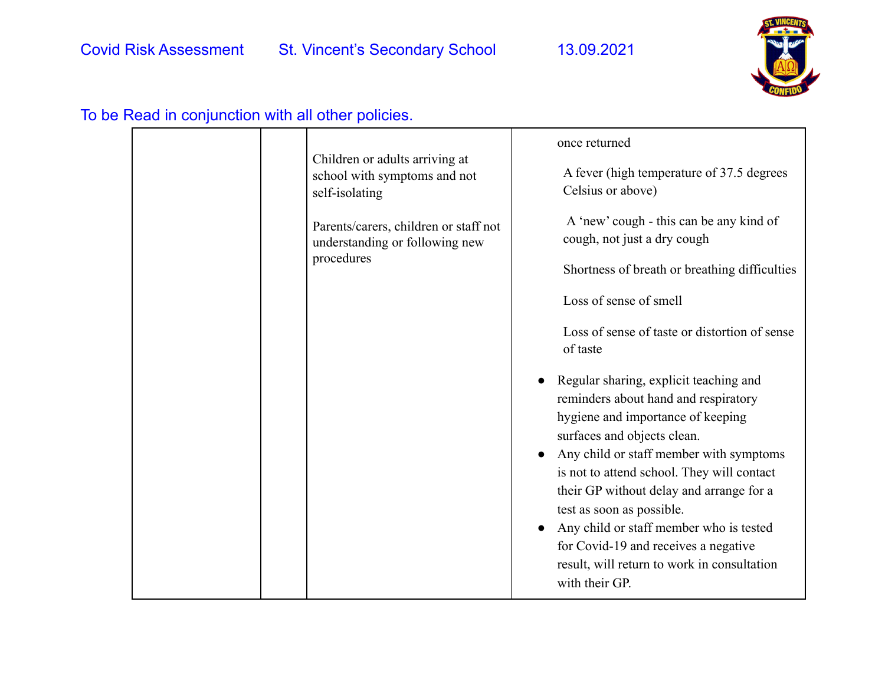| | | | |
|---|---|---|---|
| | | Children or adults arriving at school with symptoms and not self-isolating<br><br>Parents/carers, children or staff not understanding or following new procedures | once returned<br><br>A fever (high temperature of 37.5 degrees Celsius or above)<br><br>A 'new' cough - this can be any kind of cough, not just a dry cough<br><br>Shortness of breath or breathing difficulties<br><br>Loss of sense of smell<br><br>Loss of sense of taste or distortion of sense of taste<br><br>● Regular sharing, explicit teaching and reminders about hand and respiratory hygiene and importance of keeping surfaces and objects clean.<br>● Any child or staff member with symptoms is not to attend school. They will contact their GP without delay and arrange for a test as soon as possible.<br>● Any child or staff member who is tested for Covid-19 and receives a negative result, will return to work in consultation with their GP. |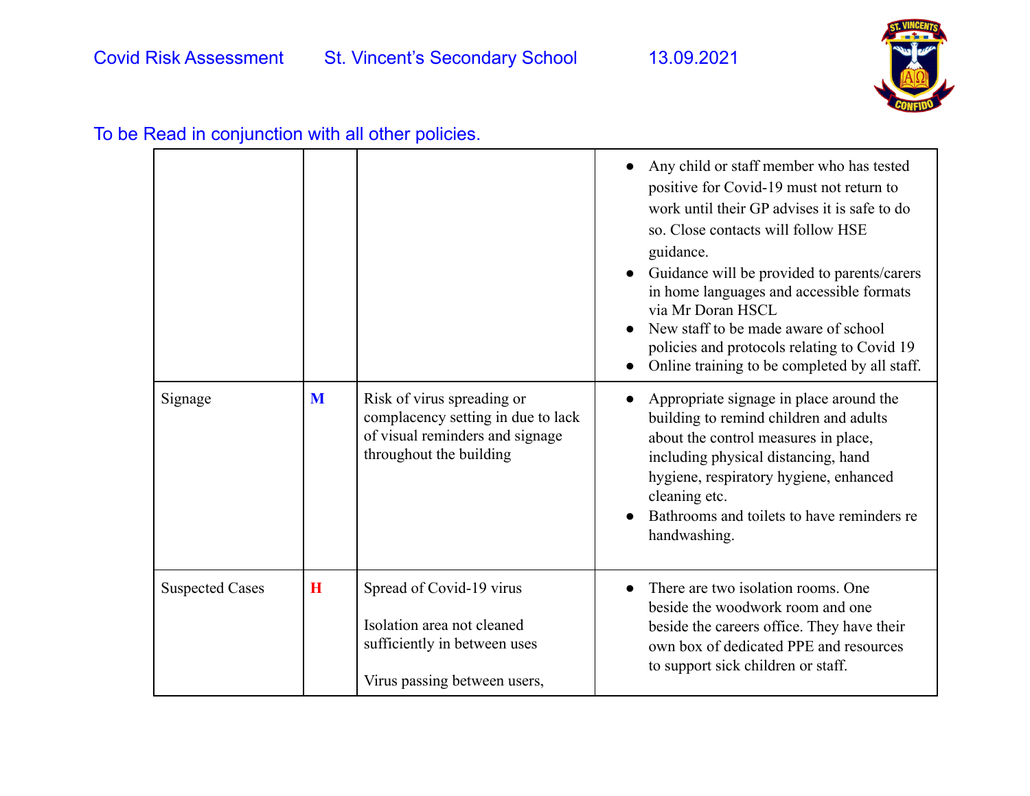To be Read in conjunction with all other policies.

| | | | |
|---|---|---|---|
| | | | • Any child or staff member who has tested positive for Covid-19 must not return to work until their GP advises it is safe to do so. Close contacts will follow HSE guidance.<br>• Guidance will be provided to parents/carers in home languages and accessible formats via Mr Doran HSCL<br>• New staff to be made aware of school policies and protocols relating to Covid 19<br>• Online training to be completed by all staff. |
| Signage | **M** | Risk of virus spreading or complacency setting in due to lack of visual reminders and signage throughout the building | • Appropriate signage in place around the building to remind children and adults about the control measures in place, including physical distancing, hand hygiene, respiratory hygiene, enhanced cleaning etc.<br>• Bathrooms and toilets to have reminders re handwashing. |
| Suspected Cases | **H** | Spread of Covid-19 virus<br><br>Isolation area not cleaned sufficiently in between uses<br><br>Virus passing between users, | • There are two isolation rooms. One beside the woodwork room and one beside the careers office. They have their own box of dedicated PPE and resources to support sick children or staff. |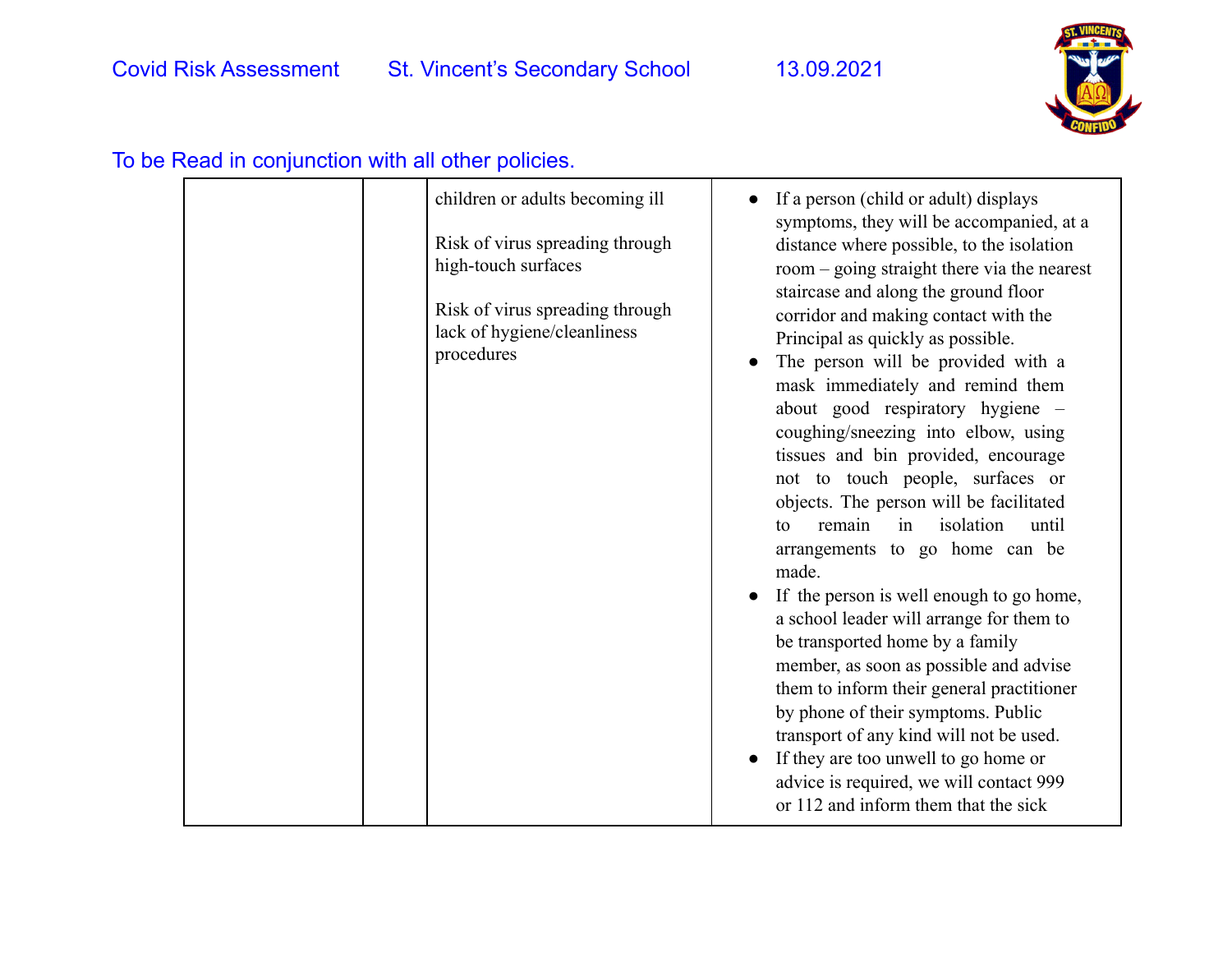To be Read in conjunction with all other policies.

| | | | |
|---|---|---|---|
| | | children or adults becoming ill<br><br>Risk of virus spreading through high-touch surfaces<br><br>Risk of virus spreading through lack of hygiene/cleanliness procedures | • If a person (child or adult) displays symptoms, they will be accompanied, at a distance where possible, to the isolation room – going straight there via the nearest staircase and along the ground floor corridor and making contact with the Principal as quickly as possible.<br>• The person will be provided with a mask immediately and remind them about good respiratory hygiene – coughing/sneezing into elbow, using tissues and bin provided, encourage not to touch people, surfaces or objects. The person will be facilitated to remain in isolation until arrangements to go home can be made.<br>• If the person is well enough to go home, a school leader will arrange for them to be transported home by a family member, as soon as possible and advise them to inform their general practitioner by phone of their symptoms. Public transport of any kind will not be used.<br>• If they are too unwell to go home or advice is required, we will contact 999 or 112 and inform them that the sick |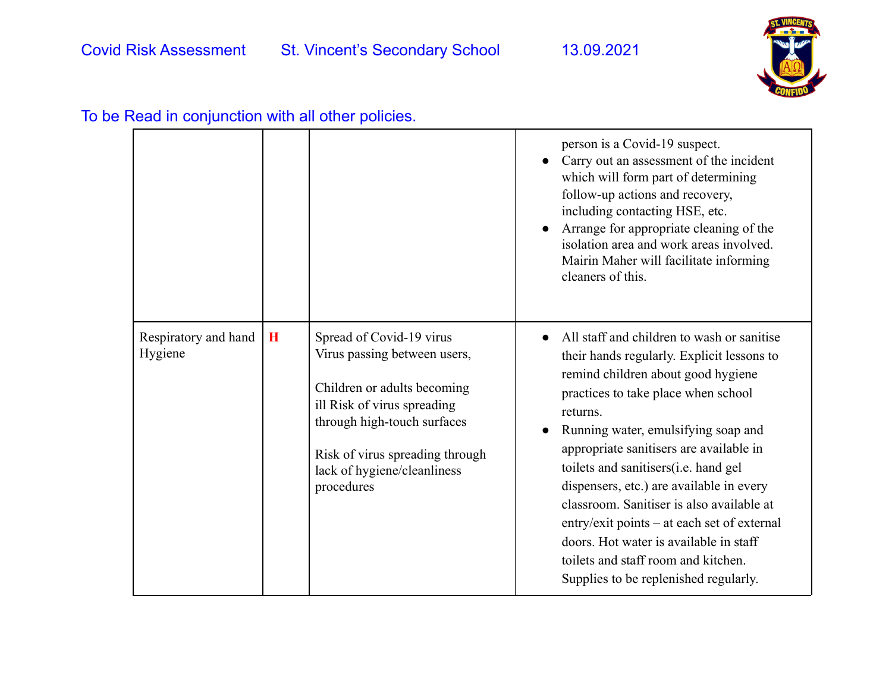| | | | |
|---|---|---|---|
| | | | person is a Covid-19 suspect. <br>● Carry out an assessment of the incident which will form part of determining follow-up actions and recovery, including contacting HSE, etc. <br>● Arrange for appropriate cleaning of the isolation area and work areas involved. Mairin Maher will facilitate informing cleaners of this. |
| Respiratory and hand Hygiene | **H** | Spread of Covid-19 virus Virus passing between users, <br><br>Children or adults becoming ill Risk of virus spreading through high-touch surfaces <br><br>Risk of virus spreading through lack of hygiene/cleanliness procedures | ● All staff and children to wash or sanitise their hands regularly. Explicit lessons to remind children about good hygiene practices to take place when school returns. <br>● Running water, emulsifying soap and appropriate sanitisers are available in toilets and sanitisers(i.e. hand gel dispensers, etc.) are available in every classroom. Sanitiser is also available at entry/exit points – at each set of external doors. Hot water is available in staff toilets and staff room and kitchen. Supplies to be replenished regularly. |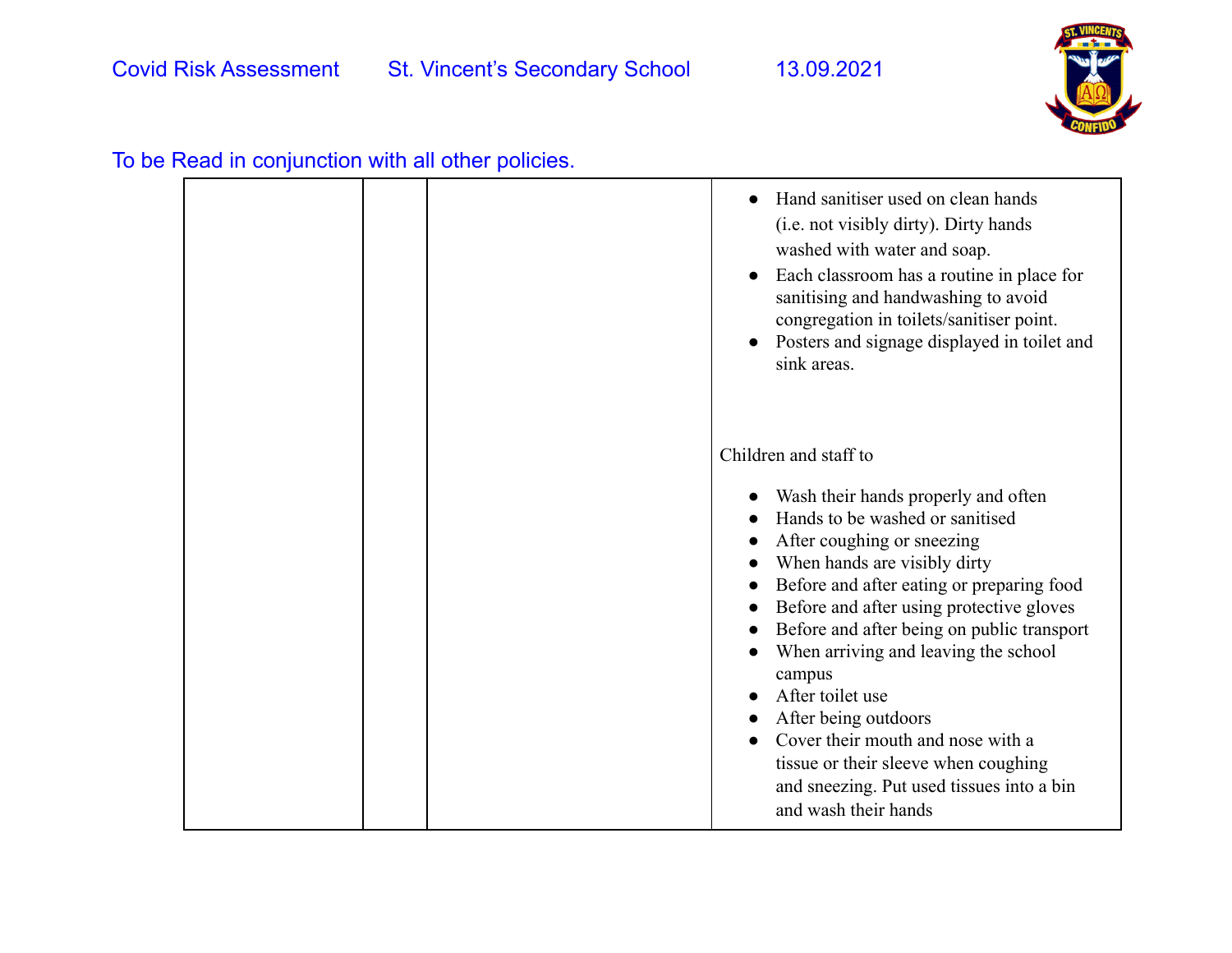| | | | • Hand sanitiser used on clean hands (i.e. not visibly dirty). Dirty hands washed with water and soap.<br>• Each classroom has a routine in place for sanitising and handwashing to avoid congregation in toilets/sanitiser point.<br>• Posters and signage displayed in toilet and sink areas.<br><br>Children and staff to<br><br>• Wash their hands properly and often<br>• Hands to be washed or sanitised<br>• After coughing or sneezing<br>• When hands are visibly dirty<br>• Before and after eating or preparing food<br>• Before and after using protective gloves<br>• Before and after being on public transport<br>• When arriving and leaving the school campus<br>• After toilet use<br>• After being outdoors<br>• Cover their mouth and nose with a tissue or their sleeve when coughing and sneezing. Put used tissues into a bin and wash their hands |
|---|---|---|---|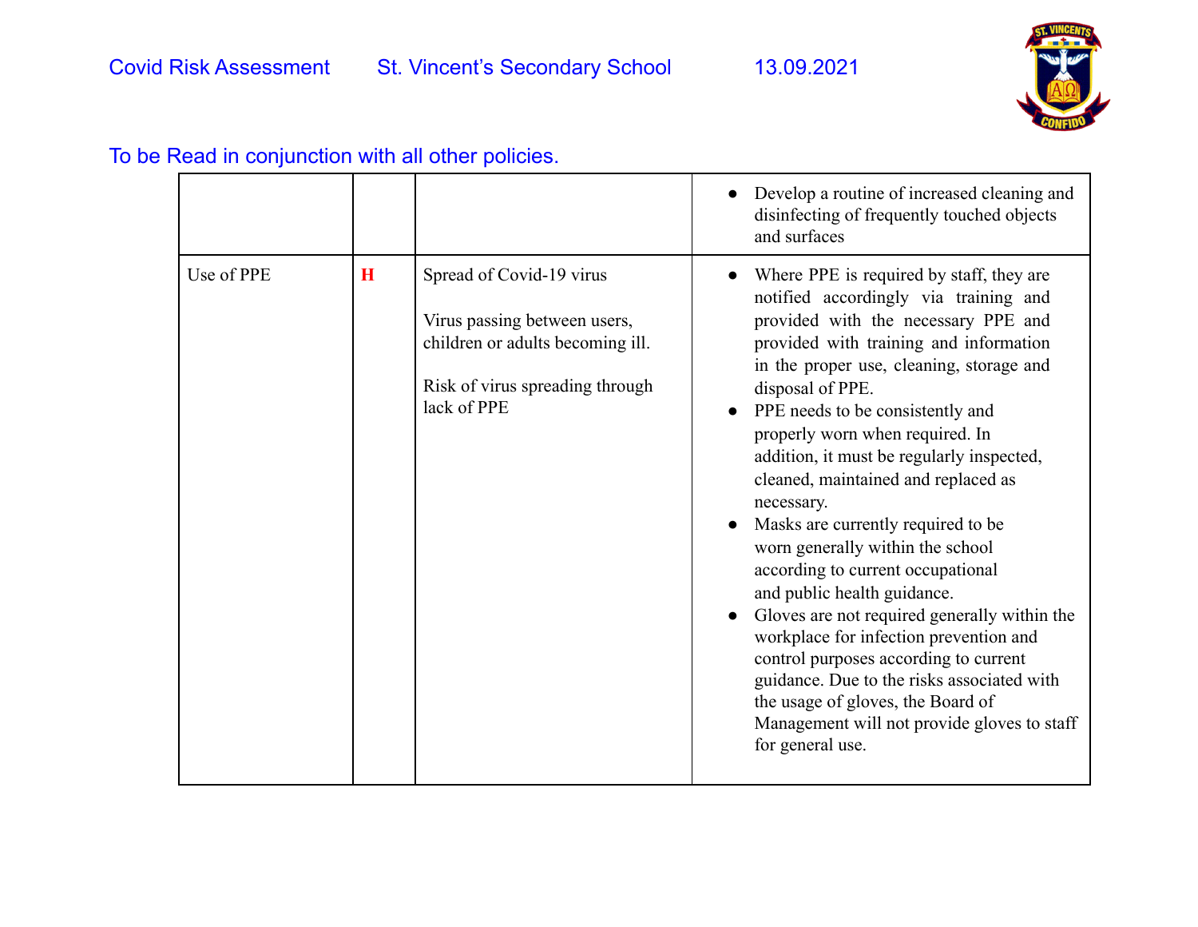To be Read in conjunction with all other policies.

| | | | |
|---|---|---|---|
| | | | • Develop a routine of increased cleaning and disinfecting of frequently touched objects and surfaces |
| Use of PPE | **H** | Spread of Covid-19 virus<br><br>Virus passing between users, children or adults becoming ill.<br><br>Risk of virus spreading through lack of PPE | • Where PPE is required by staff, they are notified accordingly via training and provided with the necessary PPE and provided with training and information in the proper use, cleaning, storage and disposal of PPE.<br>• PPE needs to be consistently and properly worn when required. In addition, it must be regularly inspected, cleaned, maintained and replaced as necessary.<br>• Masks are currently required to be worn generally within the school according to current occupational and public health guidance.<br>• Gloves are not required generally within the workplace for infection prevention and control purposes according to current guidance. Due to the risks associated with the usage of gloves, the Board of Management will not provide gloves to staff for general use. |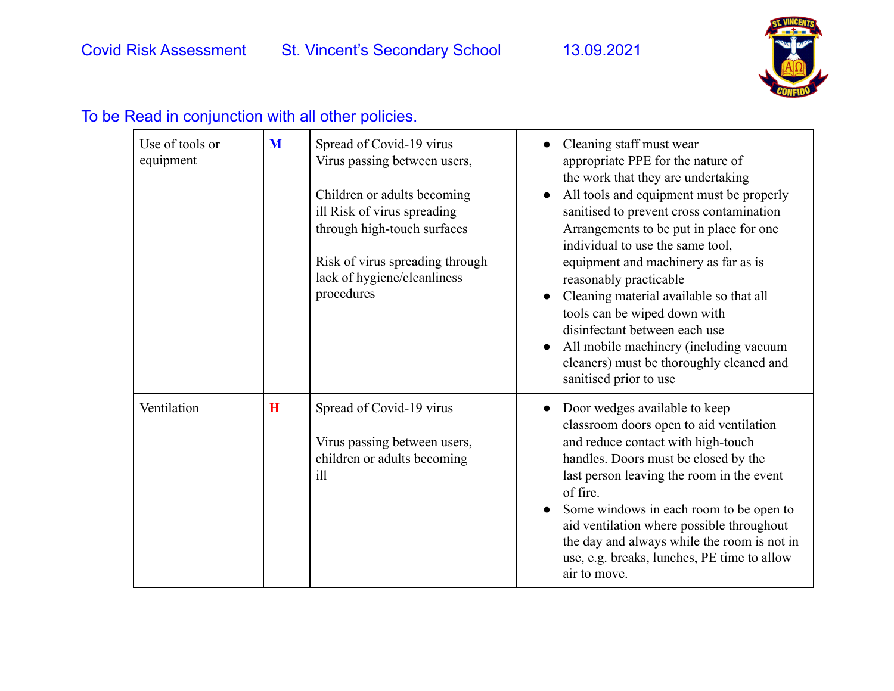To be Read in conjunction with all other policies.

| Use of tools or equipment | M | Spread of Covid-19 virus<br>Virus passing between users,<br><br>Children or adults becoming ill Risk of virus spreading through high-touch surfaces<br><br>Risk of virus spreading through lack of hygiene/cleanliness procedures | • Cleaning staff must wear appropriate PPE for the nature of the work that they are undertaking<br>• All tools and equipment must be properly sanitised to prevent cross contamination Arrangements to be put in place for one individual to use the same tool, equipment and machinery as far as is reasonably practicable<br>• Cleaning material available so that all tools can be wiped down with disinfectant between each use<br>• All mobile machinery (including vacuum cleaners) must be thoroughly cleaned and sanitised prior to use |
|---|---|---|---|
| Ventilation | H | Spread of Covid-19 virus<br><br>Virus passing between users, children or adults becoming ill | • Door wedges available to keep classroom doors open to aid ventilation and reduce contact with high-touch handles. Doors must be closed by the last person leaving the room in the event of fire.<br>• Some windows in each room to be open to aid ventilation where possible throughout the day and always while the room is not in use, e.g. breaks, lunches, PE time to allow air to move. |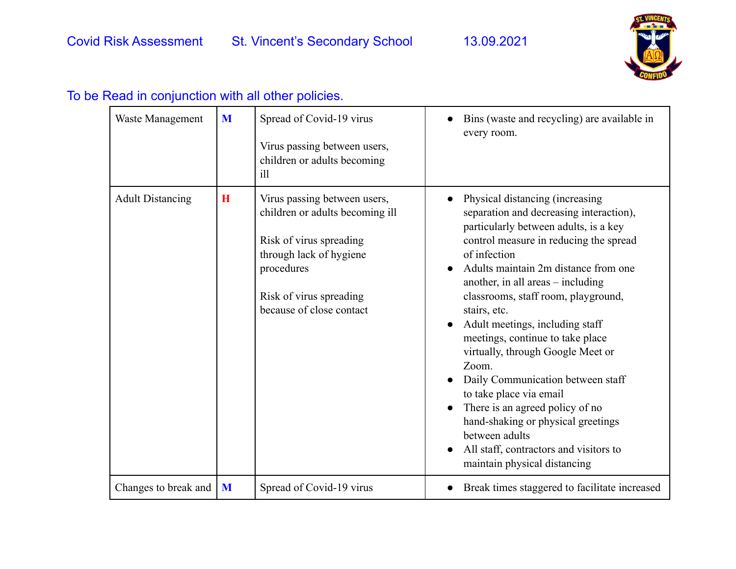To be Read in conjunction with all other policies.

| | | | |
|---|---|---|---|
| Waste Management | **M** | Spread of Covid-19 virus<br><br>Virus passing between users, children or adults becoming ill | • Bins (waste and recycling) are available in every room. |
| Adult Distancing | **H** | Virus passing between users, children or adults becoming ill<br><br>Risk of virus spreading through lack of hygiene procedures<br><br>Risk of virus spreading because of close contact | • Physical distancing (increasing separation and decreasing interaction), particularly between adults, is a key control measure in reducing the spread of infection<br>• Adults maintain 2m distance from one another, in all areas – including classrooms, staff room, playground, stairs, etc.<br>• Adult meetings, including staff meetings, continue to take place virtually, through Google Meet or Zoom.<br>• Daily Communication between staff to take place via email<br>• There is an agreed policy of no hand-shaking or physical greetings between adults<br>• All staff, contractors and visitors to maintain physical distancing |
| Changes to break and | **M** | Spread of Covid-19 virus | • Break times staggered to facilitate increased |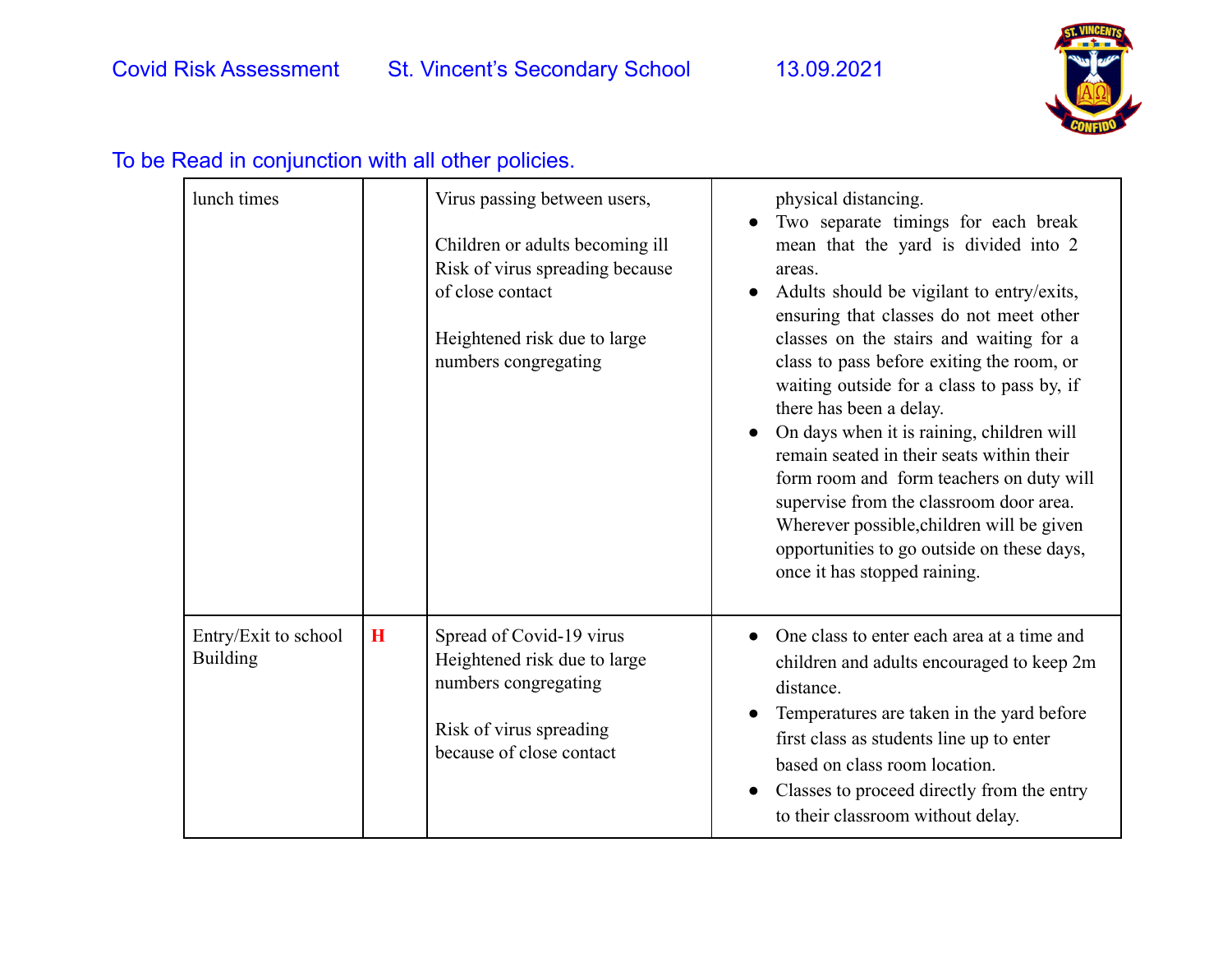To be Read in conjunction with all other policies.

| | | | |
|---|---|---|---|
| lunch times | | Virus passing between users,<br><br>Children or adults becoming ill Risk of virus spreading because of close contact<br><br>Heightened risk due to large numbers congregating | physical distancing.<br>● Two separate timings for each break mean that the yard is divided into 2 areas.<br>● Adults should be vigilant to entry/exits, ensuring that classes do not meet other classes on the stairs and waiting for a class to pass before exiting the room, or waiting outside for a class to pass by, if there has been a delay.<br>● On days when it is raining, children will remain seated in their seats within their form room and form teachers on duty will supervise from the classroom door area. Wherever possible,children will be given opportunities to go outside on these days, once it has stopped raining. |
| Entry/Exit to school Building | **H** | Spread of Covid-19 virus Heightened risk due to large numbers congregating<br><br>Risk of virus spreading because of close contact | ● One class to enter each area at a time and children and adults encouraged to keep 2m distance.<br>● Temperatures are taken in the yard before first class as students line up to enter based on class room location.<br>● Classes to proceed directly from the entry to their classroom without delay. |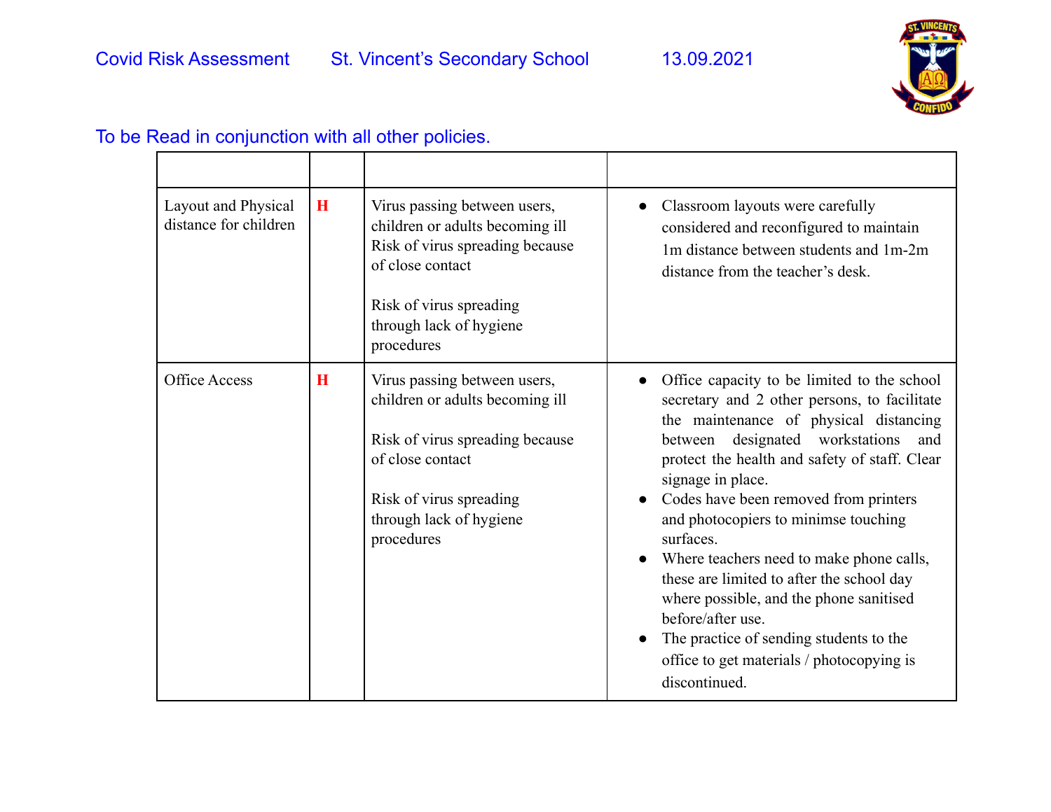To be Read in conjunction with all other policies.

| | | | |
|---|---|---|---|
| Layout and Physical distance for children | **H** | Virus passing between users, children or adults becoming ill<br>Risk of virus spreading because of close contact<br><br>Risk of virus spreading through lack of hygiene procedures | • Classroom layouts were carefully considered and reconfigured to maintain 1m distance between students and 1m-2m distance from the teacher's desk. |
| Office Access | **H** | Virus passing between users, children or adults becoming ill<br><br>Risk of virus spreading because of close contact<br><br>Risk of virus spreading through lack of hygiene procedures | • Office capacity to be limited to the school secretary and 2 other persons, to facilitate the maintenance of physical distancing between designated workstations and protect the health and safety of staff. Clear signage in place.<br>• Codes have been removed from printers and photocopiers to minimse touching surfaces.<br>• Where teachers need to make phone calls, these are limited to after the school day where possible, and the phone sanitised before/after use.<br>• The practice of sending students to the office to get materials / photocopying is discontinued. |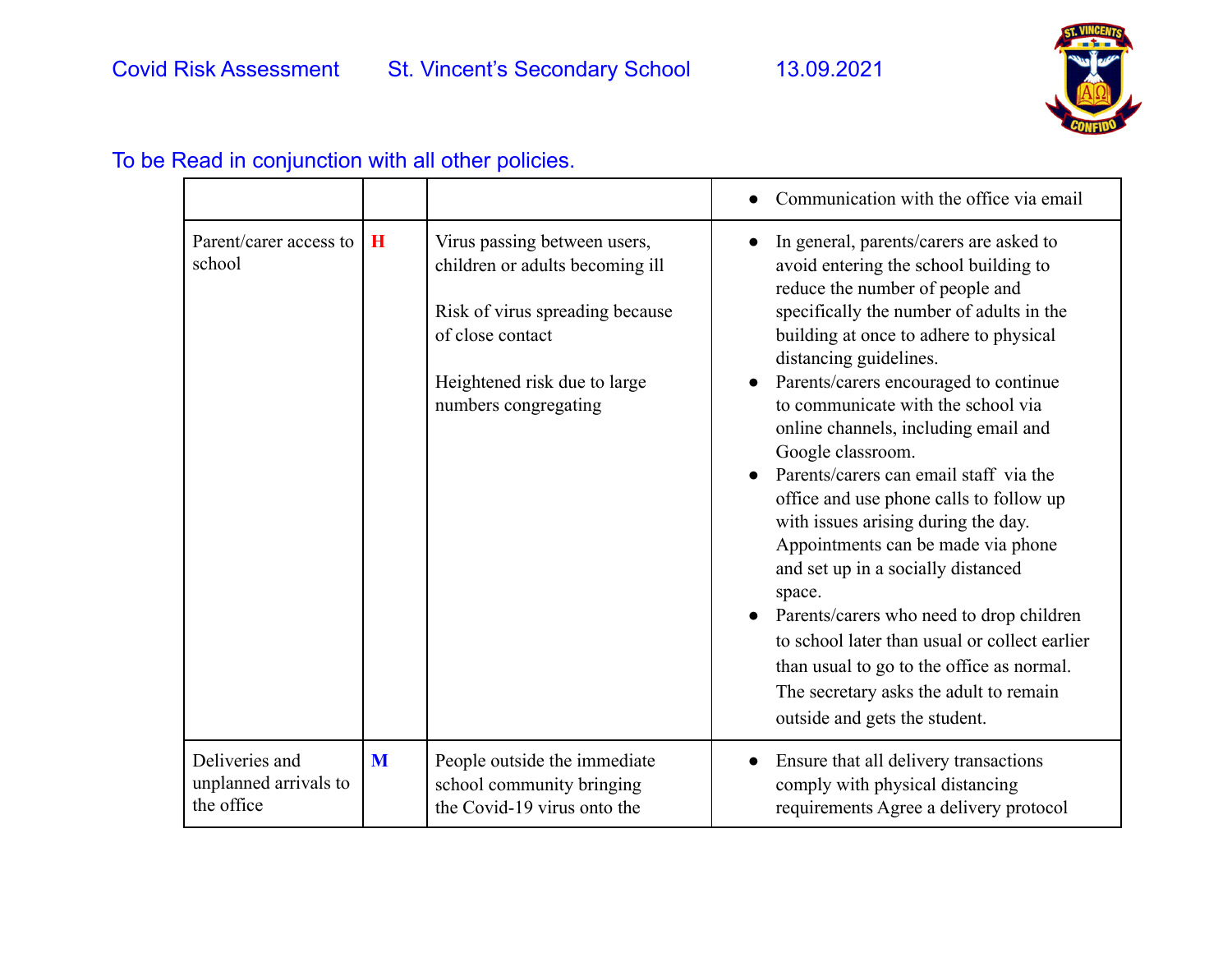To be Read in conjunction with all other policies.

| | | | |
|---|---|---|---|
| | | | • Communication with the office via email |
| Parent/carer access to school | H | Virus passing between users, children or adults becoming ill<br><br>Risk of virus spreading because of close contact<br><br>Heightened risk due to large numbers congregating | • In general, parents/carers are asked to avoid entering the school building to reduce the number of people and specifically the number of adults in the building at once to adhere to physical distancing guidelines.<br>• Parents/carers encouraged to continue to communicate with the school via online channels, including email and Google classroom.<br>• Parents/carers can email staff via the office and use phone calls to follow up with issues arising during the day. Appointments can be made via phone and set up in a socially distanced space.<br>• Parents/carers who need to drop children to school later than usual or collect earlier than usual to go to the office as normal. The secretary asks the adult to remain outside and gets the student. |
| Deliveries and unplanned arrivals to the office | M | People outside the immediate school community bringing the Covid-19 virus onto the | • Ensure that all delivery transactions comply with physical distancing requirements Agree a delivery protocol |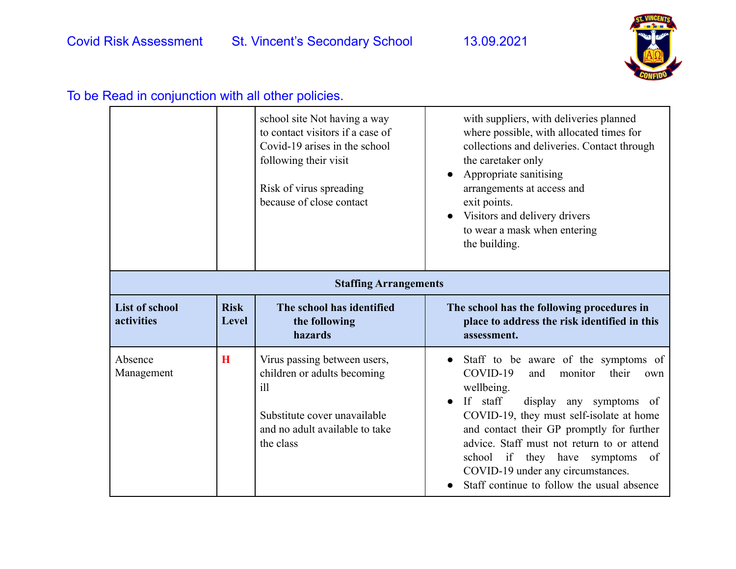| | | | |
|---|---|---|---|
| | | school site Not having a way to contact visitors if a case of Covid-19 arises in the school following their visit<br><br>Risk of virus spreading because of close contact | with suppliers, with deliveries planned where possible, with allocated times for collections and deliveries. Contact through the caretaker only<br>● Appropriate sanitising arrangements at access and exit points.<br>● Visitors and delivery drivers to wear a mask when entering the building. |
| **Staffing Arrangements** | | | |
| **List of school activities** | **Risk Level** | **The school has identified the following hazards** | **The school has the following procedures in place to address the risk identified in this assessment.** |
| Absence Management | **H** | Virus passing between users, children or adults becoming ill<br><br>Substitute cover unavailable and no adult available to take the class | ● Staff to be aware of the symptoms of COVID-19 and monitor their own wellbeing.<br>● If staff display any symptoms of COVID-19, they must self-isolate at home and contact their GP promptly for further advice. Staff must not return to or attend school if they have symptoms of COVID-19 under any circumstances.<br>● Staff continue to follow the usual absence |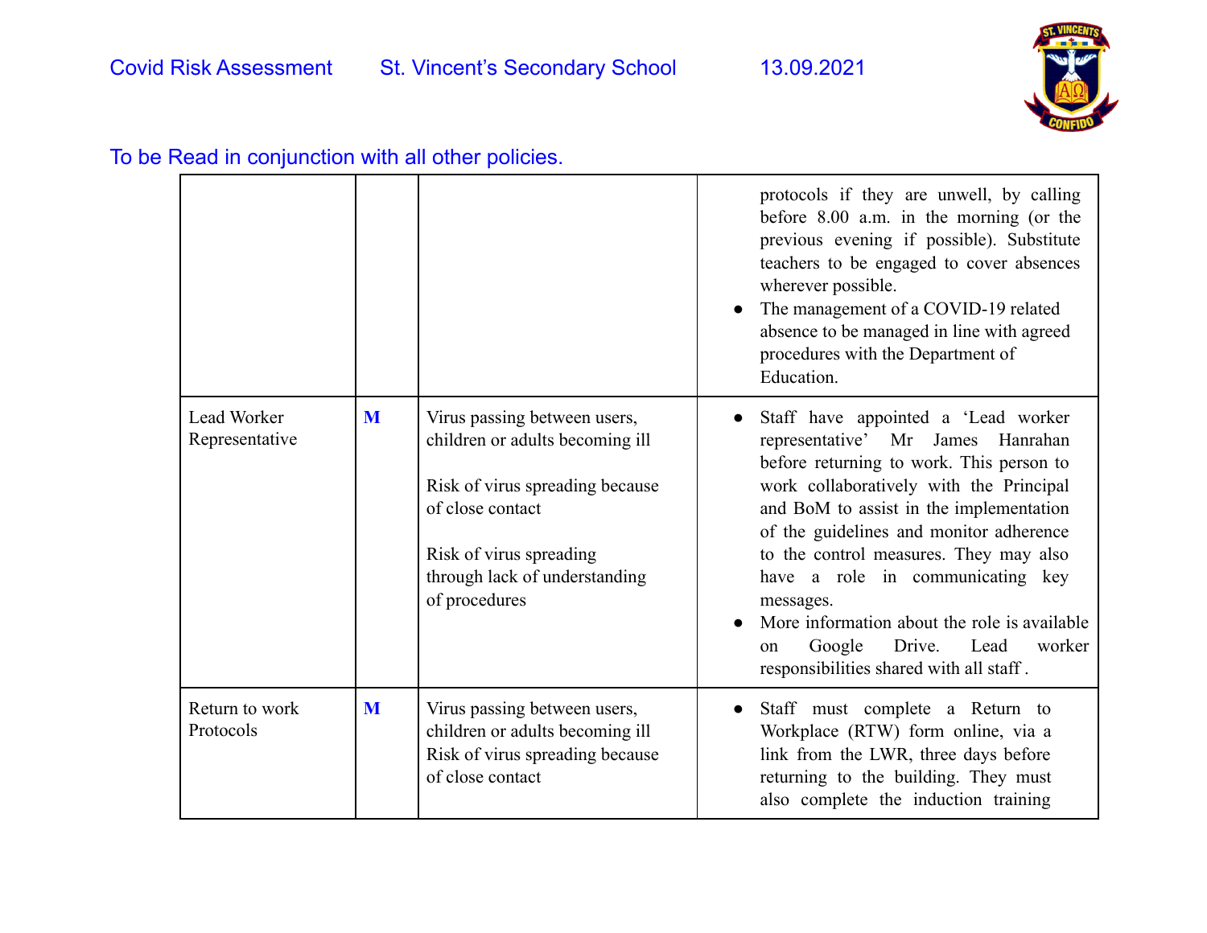| | | | |
|---|---|---|---|
| | | | protocols if they are unwell, by calling before 8.00 a.m. in the morning (or the previous evening if possible). Substitute teachers to be engaged to cover absences wherever possible.<br>● The management of a COVID-19 related absence to be managed in line with agreed procedures with the Department of Education. |
| Lead Worker Representative | **M** | Virus passing between users, children or adults becoming ill<br><br>Risk of virus spreading because of close contact<br><br>Risk of virus spreading through lack of understanding of procedures | ● Staff have appointed a 'Lead worker representative' Mr James Hanrahan before returning to work. This person to work collaboratively with the Principal and BoM to assist in the implementation of the guidelines and monitor adherence to the control measures. They may also have a role in communicating key messages.<br>● More information about the role is available on Google Drive. Lead worker responsibilities shared with all staff . |
| Return to work Protocols | **M** | Virus passing between users, children or adults becoming ill<br>Risk of virus spreading because of close contact | ● Staff must complete a Return to Workplace (RTW) form online, via a link from the LWR, three days before returning to the building. They must also complete the induction training |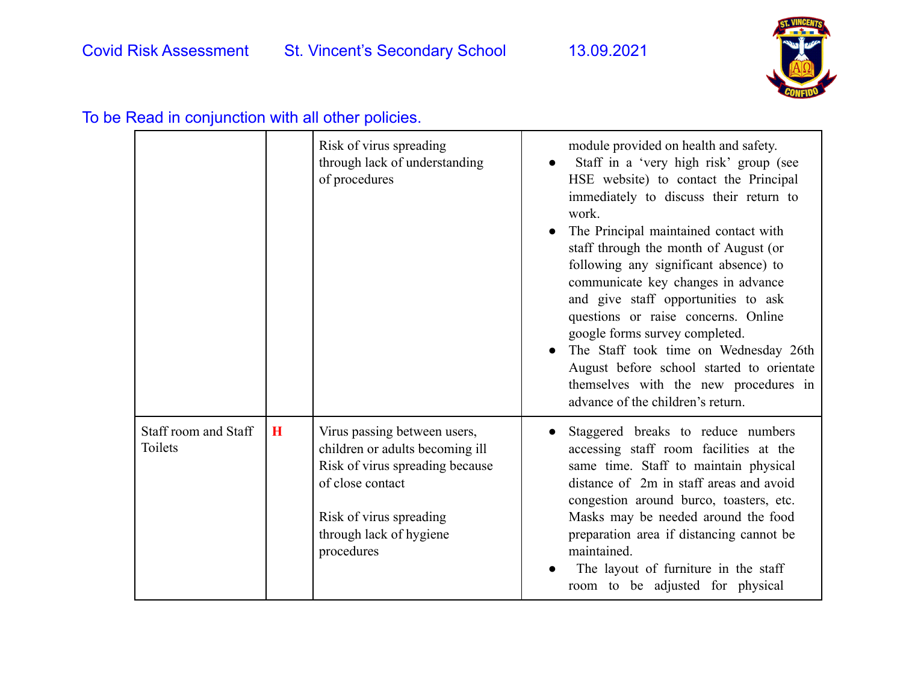To be Read in conjunction with all other policies.

| | | | |
|---|---|---|---|
| | | Risk of virus spreading through lack of understanding of procedures | module provided on health and safety.<br>● Staff in a 'very high risk' group (see HSE website) to contact the Principal immediately to discuss their return to work.<br>● The Principal maintained contact with staff through the month of August (or following any significant absence) to communicate key changes in advance and give staff opportunities to ask questions or raise concerns. Online google forms survey completed.<br>● The Staff took time on Wednesday 26th August before school started to orientate themselves with the new procedures in advance of the children's return. |
| Staff room and Staff Toilets | **H** | Virus passing between users, children or adults becoming ill<br>Risk of virus spreading because of close contact<br><br>Risk of virus spreading through lack of hygiene procedures | ● Staggered breaks to reduce numbers accessing staff room facilities at the same time. Staff to maintain physical distance of 2m in staff areas and avoid congestion around burco, toasters, etc. Masks may be needed around the food preparation area if distancing cannot be maintained.<br>● The layout of furniture in the staff room to be adjusted for physical |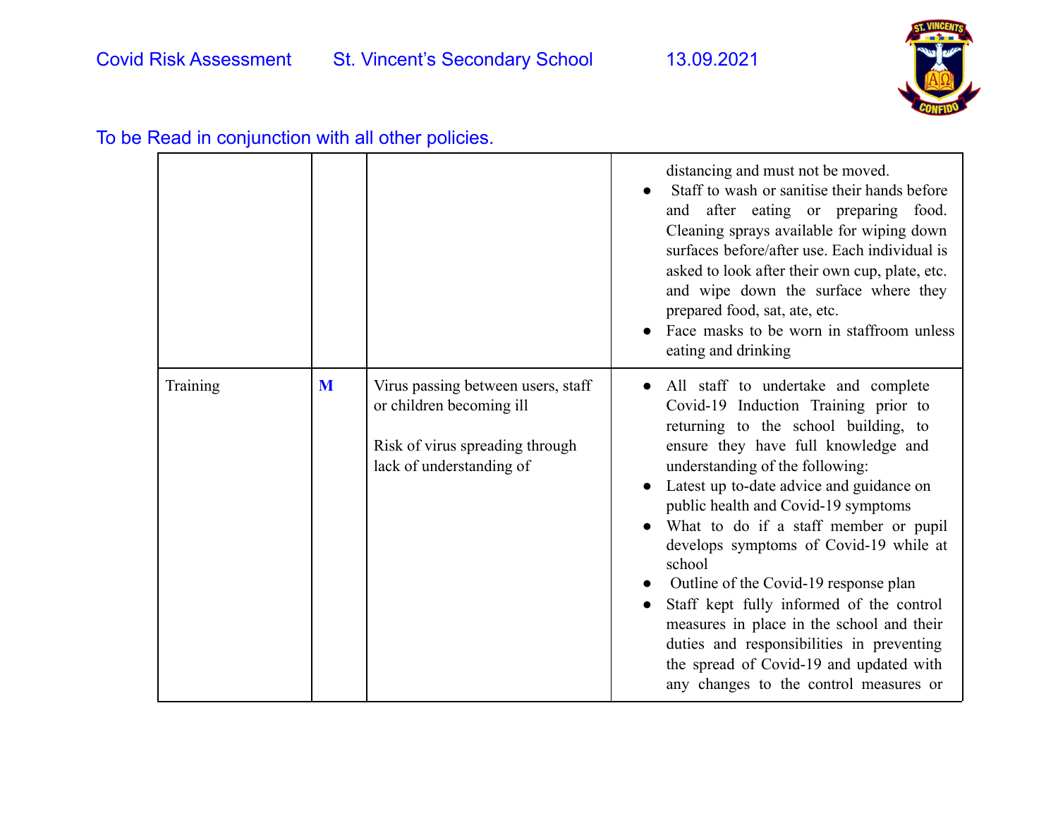To be Read in conjunction with all other policies.

| | | | |
|---|---|---|---|
| | | | distancing and must not be moved.<br>● Staff to wash or sanitise their hands before and after eating or preparing food. Cleaning sprays available for wiping down surfaces before/after use. Each individual is asked to look after their own cup, plate, etc. and wipe down the surface where they prepared food, sat, ate, etc.<br>● Face masks to be worn in staffroom unless eating and drinking |
| Training | **M** | Virus passing between users, staff or children becoming ill<br><br>Risk of virus spreading through lack of understanding of | ● All staff to undertake and complete Covid-19 Induction Training prior to returning to the school building, to ensure they have full knowledge and understanding of the following:<br>● Latest up to-date advice and guidance on public health and Covid-19 symptoms<br>● What to do if a staff member or pupil develops symptoms of Covid-19 while at school<br>● Outline of the Covid-19 response plan<br>● Staff kept fully informed of the control measures in place in the school and their duties and responsibilities in preventing the spread of Covid-19 and updated with any changes to the control measures or |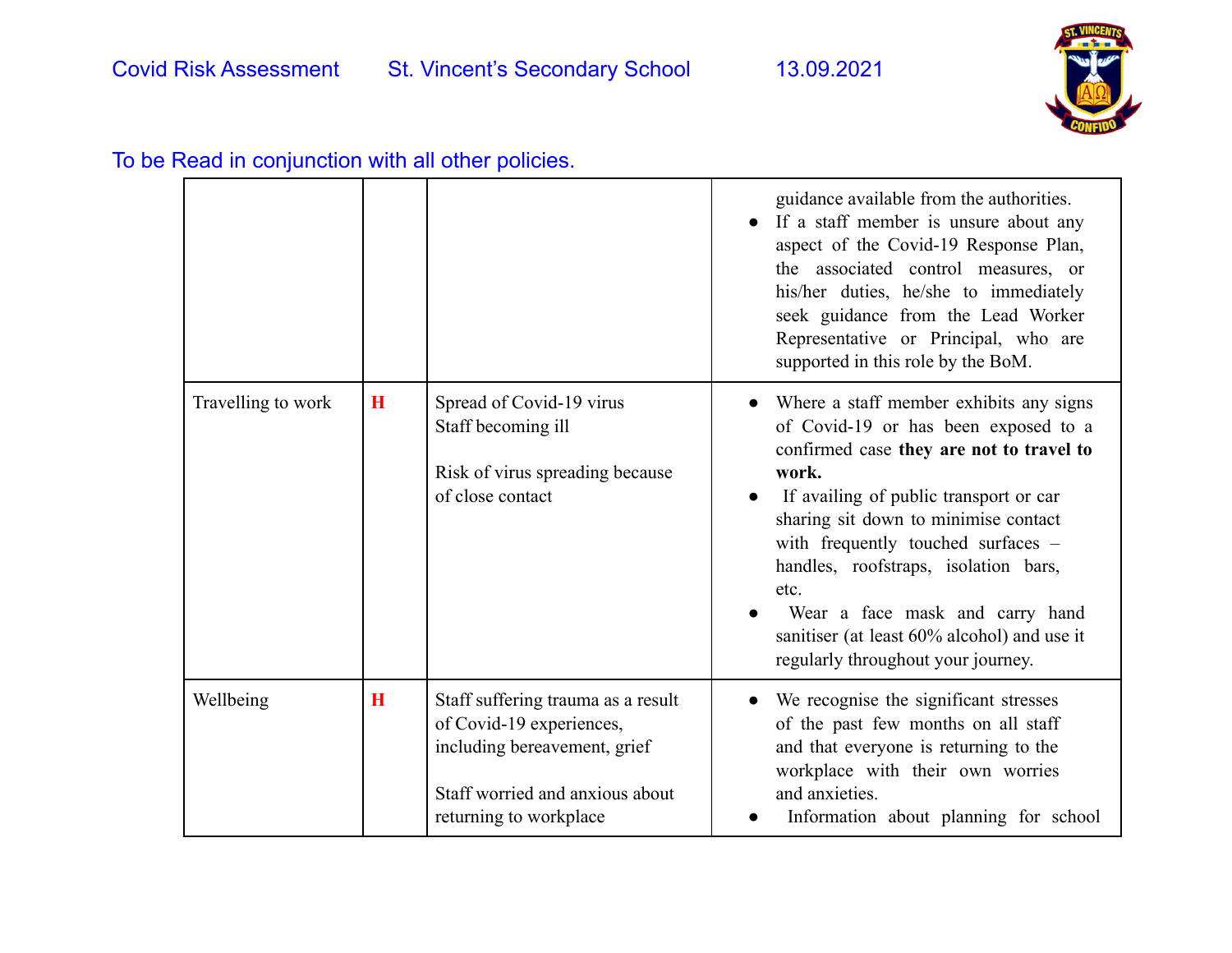| | | | |
|---|---|---|---|
| | | | guidance available from the authorities.<br>● If a staff member is unsure about any aspect of the Covid-19 Response Plan, the associated control measures, or his/her duties, he/she to immediately seek guidance from the Lead Worker Representative or Principal, who are supported in this role by the BoM. |
| Travelling to work | **H** | Spread of Covid-19 virus<br>Staff becoming ill<br><br>Risk of virus spreading because of close contact | ● Where a staff member exhibits any signs of Covid-19 or has been exposed to a confirmed case **they are not to travel to work.**<br>● If availing of public transport or car sharing sit down to minimise contact with frequently touched surfaces – handles, roofstraps, isolation bars, etc.<br>● Wear a face mask and carry hand sanitiser (at least 60% alcohol) and use it regularly throughout your journey. |
| Wellbeing | **H** | Staff suffering trauma as a result of Covid-19 experiences, including bereavement, grief<br><br>Staff worried and anxious about returning to workplace | ● We recognise the significant stresses of the past few months on all staff and that everyone is returning to the workplace with their own worries and anxieties.<br>● Information about planning for school |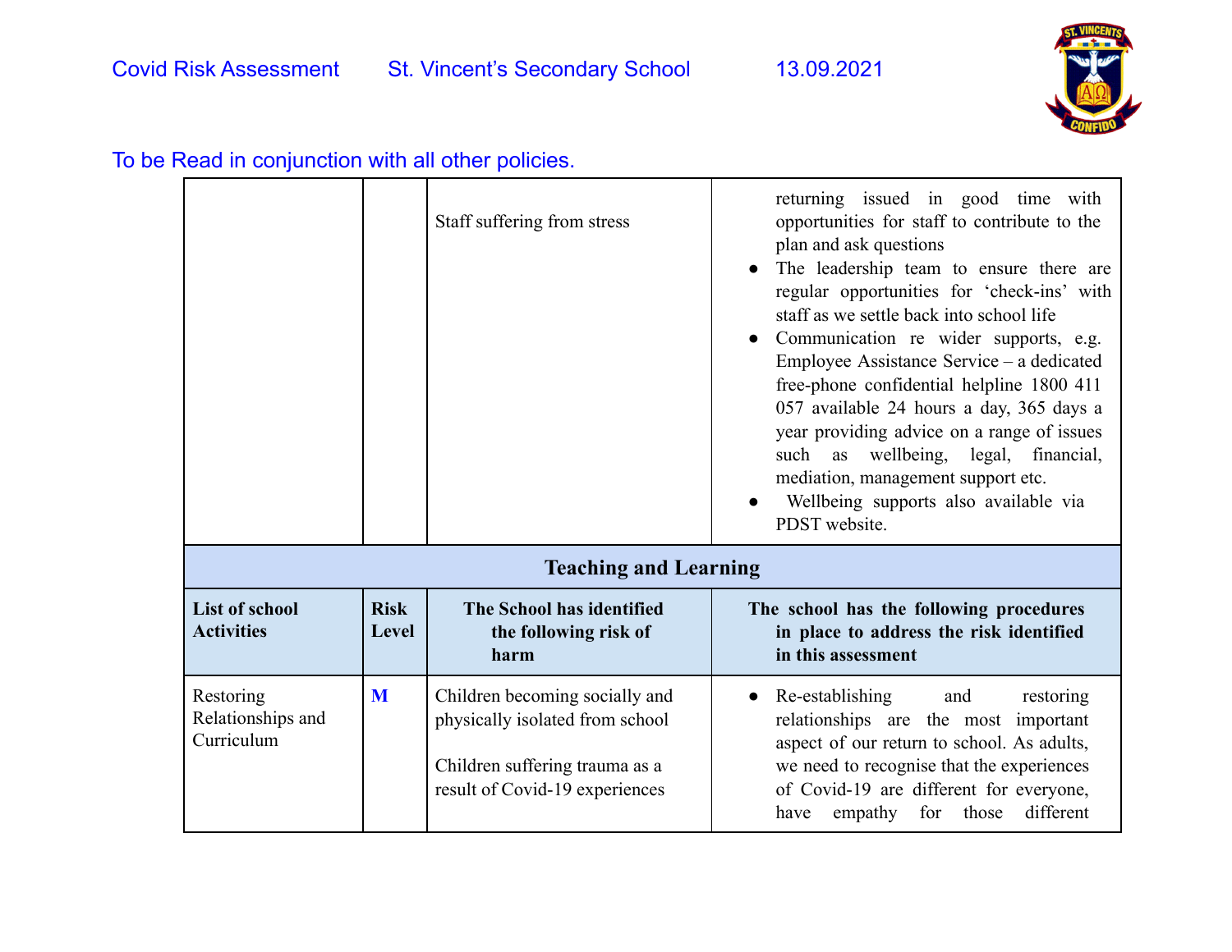To be Read in conjunction with all other policies.

| | | Staff suffering from stress | returning issued in good time with opportunities for staff to contribute to the plan and ask questions<br>● The leadership team to ensure there are regular opportunities for 'check-ins' with staff as we settle back into school life<br>● Communication re wider supports, e.g. Employee Assistance Service – a dedicated free-phone confidential helpline 1800 411 057 available 24 hours a day, 365 days a year providing advice on a range of issues such as wellbeing, legal, financial, mediation, management support etc.<br>● Wellbeing supports also available via PDST website. |
|---|---|---|---|
| **Teaching and Learning** | | | |
| **List of school Activities** | **Risk Level** | **The School has identified the following risk of harm** | **The school has the following procedures in place to address the risk identified in this assessment** |
| Restoring Relationships and Curriculum | **M** | Children becoming socially and physically isolated from school<br><br>Children suffering trauma as a result of Covid-19 experiences | ● Re-establishing and restoring relationships are the most important aspect of our return to school. As adults, we need to recognise that the experiences of Covid-19 are different for everyone, have empathy for those different |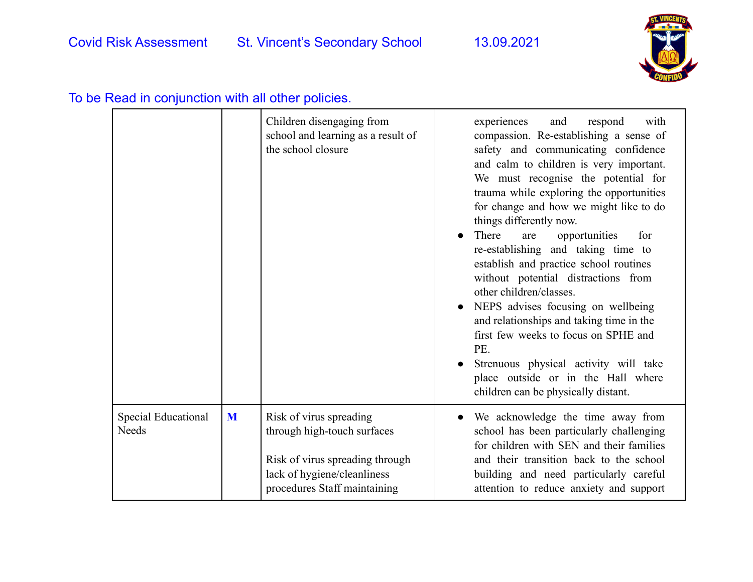| | | | |
|---|---|---|---|
| | | Children disengaging from school and learning as a result of the school closure | experiences and respond with compassion. Re-establishing a sense of safety and communicating confidence and calm to children is very important. We must recognise the potential for trauma while exploring the opportunities for change and how we might like to do things differently now.<br>● There are opportunities for re-establishing and taking time to establish and practice school routines without potential distractions from other children/classes.<br>● NEPS advises focusing on wellbeing and relationships and taking time in the first few weeks to focus on SPHE and PE.<br>● Strenuous physical activity will take place outside or in the Hall where children can be physically distant. |
| Special Educational Needs | **M** | Risk of virus spreading through high-touch surfaces<br><br>Risk of virus spreading through lack of hygiene/cleanliness procedures Staff maintaining | ● We acknowledge the time away from school has been particularly challenging for children with SEN and their families and their transition back to the school building and need particularly careful attention to reduce anxiety and support |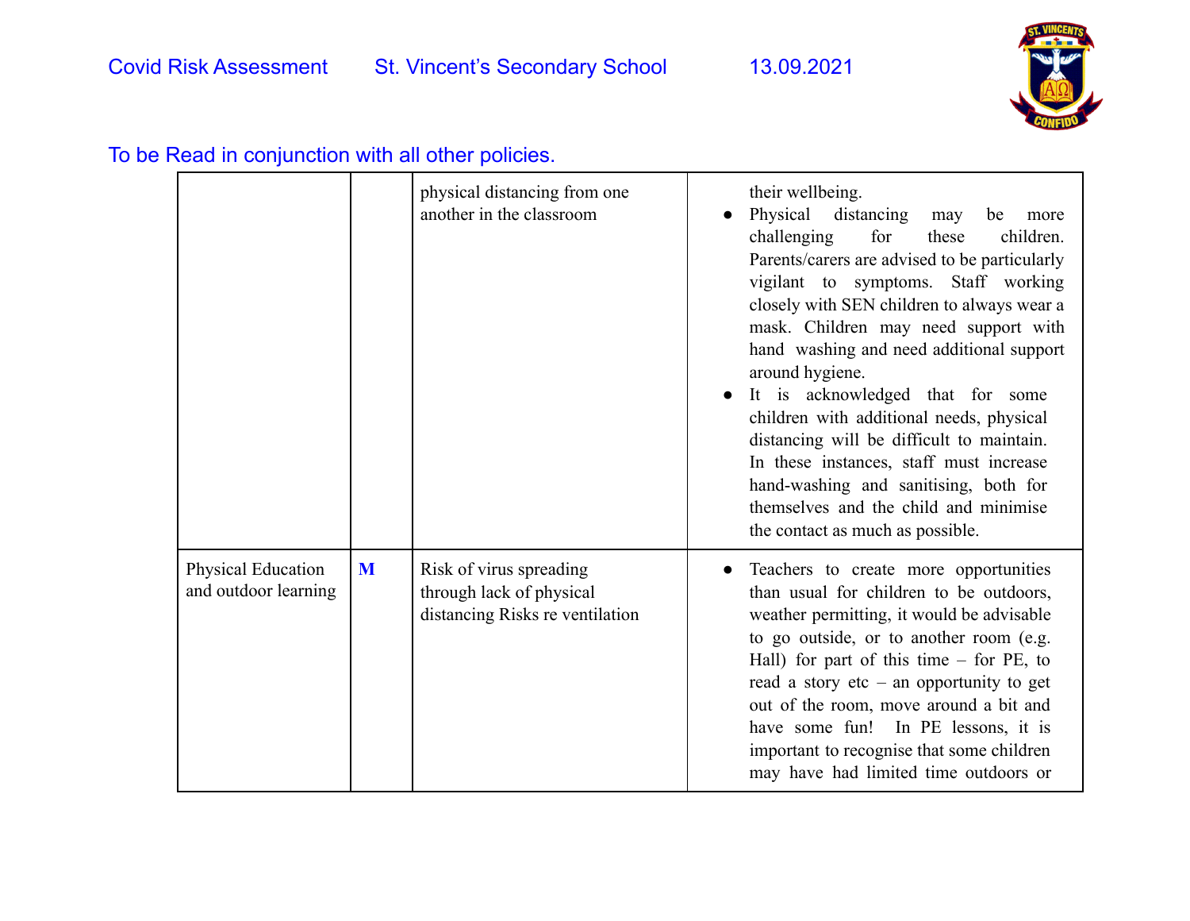| | | | |
|---|---|---|---|
| | | physical distancing from one another in the classroom | their wellbeing.<br>● Physical distancing may be more challenging for these children. Parents/carers are advised to be particularly vigilant to symptoms. Staff working closely with SEN children to always wear a mask. Children may need support with hand washing and need additional support around hygiene.<br>● It is acknowledged that for some children with additional needs, physical distancing will be difficult to maintain. In these instances, staff must increase hand-washing and sanitising, both for themselves and the child and minimise the contact as much as possible. |
| Physical Education and outdoor learning | **M** | Risk of virus spreading through lack of physical distancing Risks re ventilation | ● Teachers to create more opportunities than usual for children to be outdoors, weather permitting, it would be advisable to go outside, or to another room (e.g. Hall) for part of this time – for PE, to read a story etc – an opportunity to get out of the room, move around a bit and have some fun! In PE lessons, it is important to recognise that some children may have had limited time outdoors or |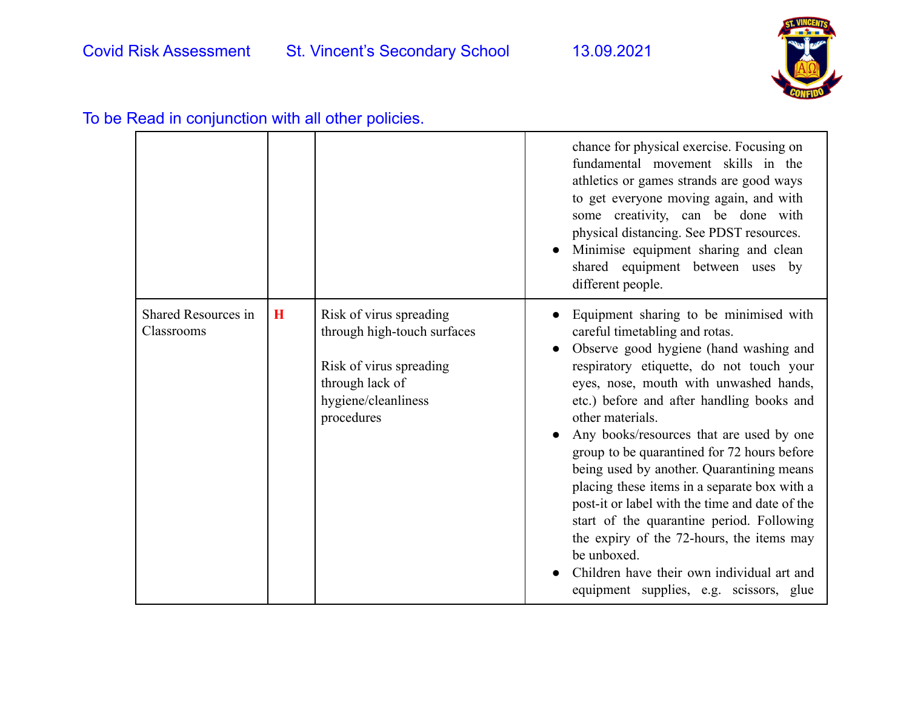To be Read in conjunction with all other policies.

| | | | |
|---|---|---|---|
| | | | chance for physical exercise. Focusing on fundamental movement skills in the athletics or games strands are good ways to get everyone moving again, and with some creativity, can be done with physical distancing. See PDST resources.<br>● Minimise equipment sharing and clean shared equipment between uses by different people. |
| Shared Resources in Classrooms | **H** | Risk of virus spreading through high-touch surfaces<br><br>Risk of virus spreading through lack of hygiene/cleanliness procedures | ● Equipment sharing to be minimised with careful timetabling and rotas.<br>● Observe good hygiene (hand washing and respiratory etiquette, do not touch your eyes, nose, mouth with unwashed hands, etc.) before and after handling books and other materials.<br>● Any books/resources that are used by one group to be quarantined for 72 hours before being used by another. Quarantining means placing these items in a separate box with a post-it or label with the time and date of the start of the quarantine period. Following the expiry of the 72-hours, the items may be unboxed.<br>● Children have their own individual art and equipment supplies, e.g. scissors, glue |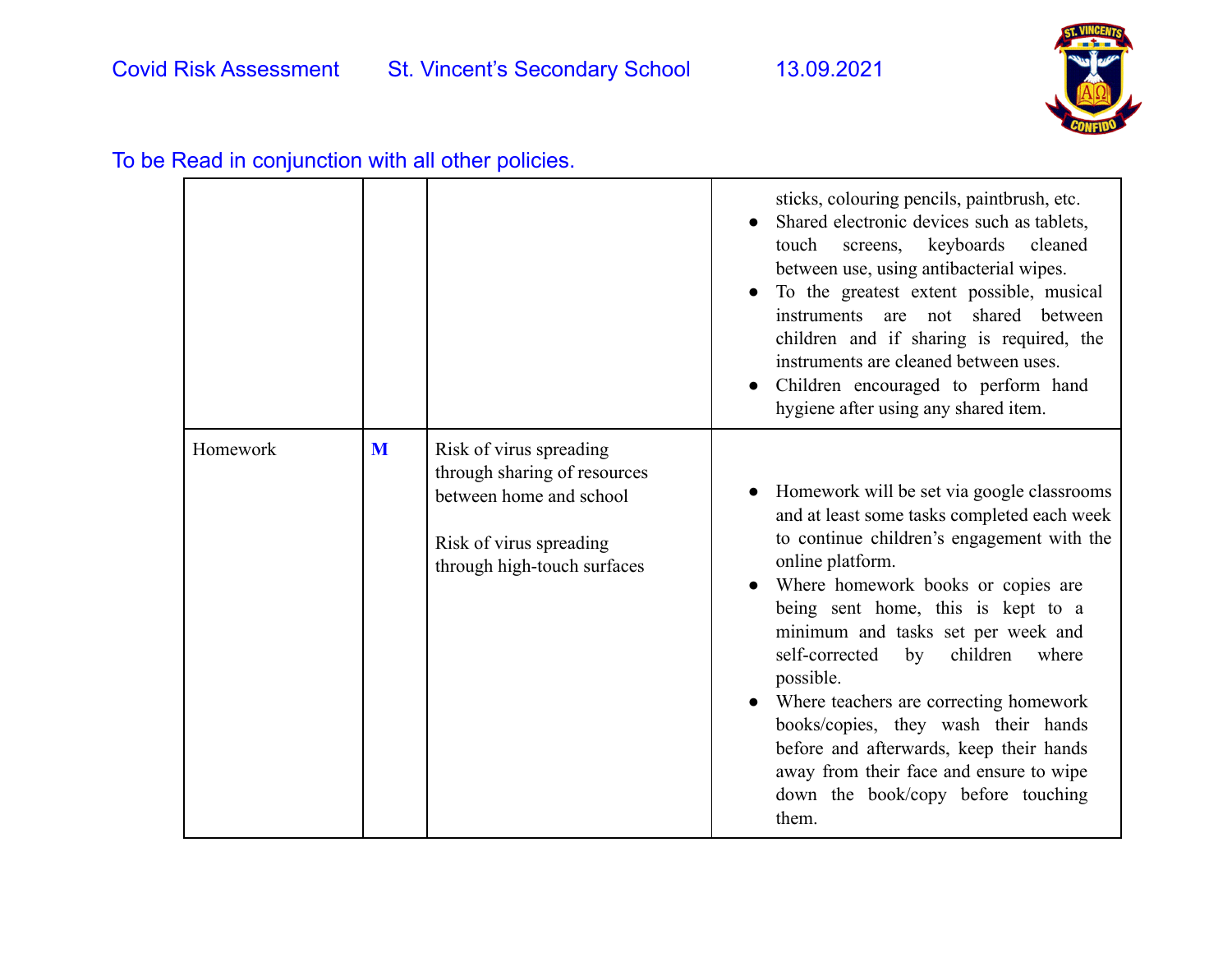| | | | |
|---|---|---|---|
| | | | sticks, colouring pencils, paintbrush, etc.<br>● Shared electronic devices such as tablets, touch screens, keyboards cleaned between use, using antibacterial wipes.<br>● To the greatest extent possible, musical instruments are not shared between children and if sharing is required, the instruments are cleaned between uses.<br>● Children encouraged to perform hand hygiene after using any shared item. |
| Homework | **M** | Risk of virus spreading through sharing of resources between home and school<br><br>Risk of virus spreading through high-touch surfaces | ● Homework will be set via google classrooms and at least some tasks completed each week to continue children's engagement with the online platform.<br>● Where homework books or copies are being sent home, this is kept to a minimum and tasks set per week and self-corrected by children where possible.<br>● Where teachers are correcting homework books/copies, they wash their hands before and afterwards, keep their hands away from their face and ensure to wipe down the book/copy before touching them. |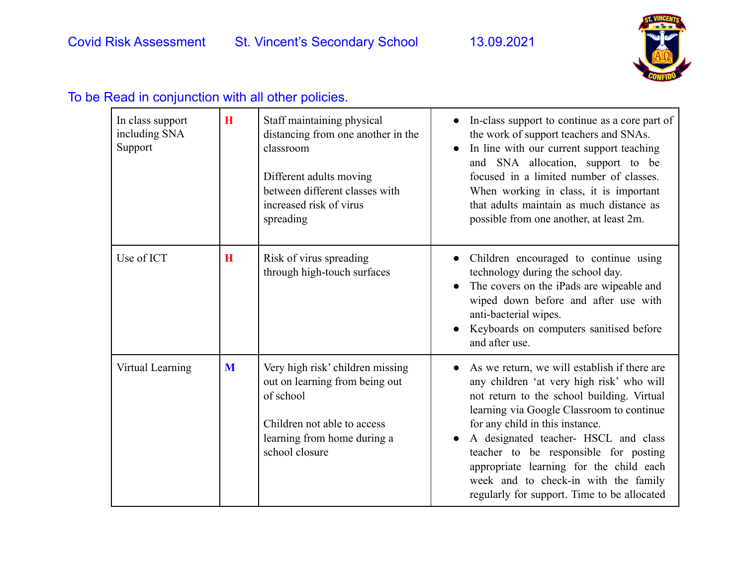To be Read in conjunction with all other policies.

| | | | |
|---|---|---|---|
| In class support including SNA Support | **H** | Staff maintaining physical distancing from one another in the classroom<br><br>Different adults moving between different classes with increased risk of virus spreading | • In-class support to continue as a core part of the work of support teachers and SNAs.<br>• In line with our current support teaching and SNA allocation, support to be focused in a limited number of classes. When working in class, it is important that adults maintain as much distance as possible from one another, at least 2m. |
| Use of ICT | **H** | Risk of virus spreading through high-touch surfaces | • Children encouraged to continue using technology during the school day.<br>• The covers on the iPads are wipeable and wiped down before and after use with anti-bacterial wipes.<br>• Keyboards on computers sanitised before and after use. |
| Virtual Learning | **M** | Very high risk' children missing out on learning from being out of school<br><br>Children not able to access learning from home during a school closure | • As we return, we will establish if there are any children 'at very high risk' who will not return to the school building. Virtual learning via Google Classroom to continue for any child in this instance.<br>• A designated teacher- HSCL and class teacher to be responsible for posting appropriate learning for the child each week and to check-in with the family regularly for support. Time to be allocated |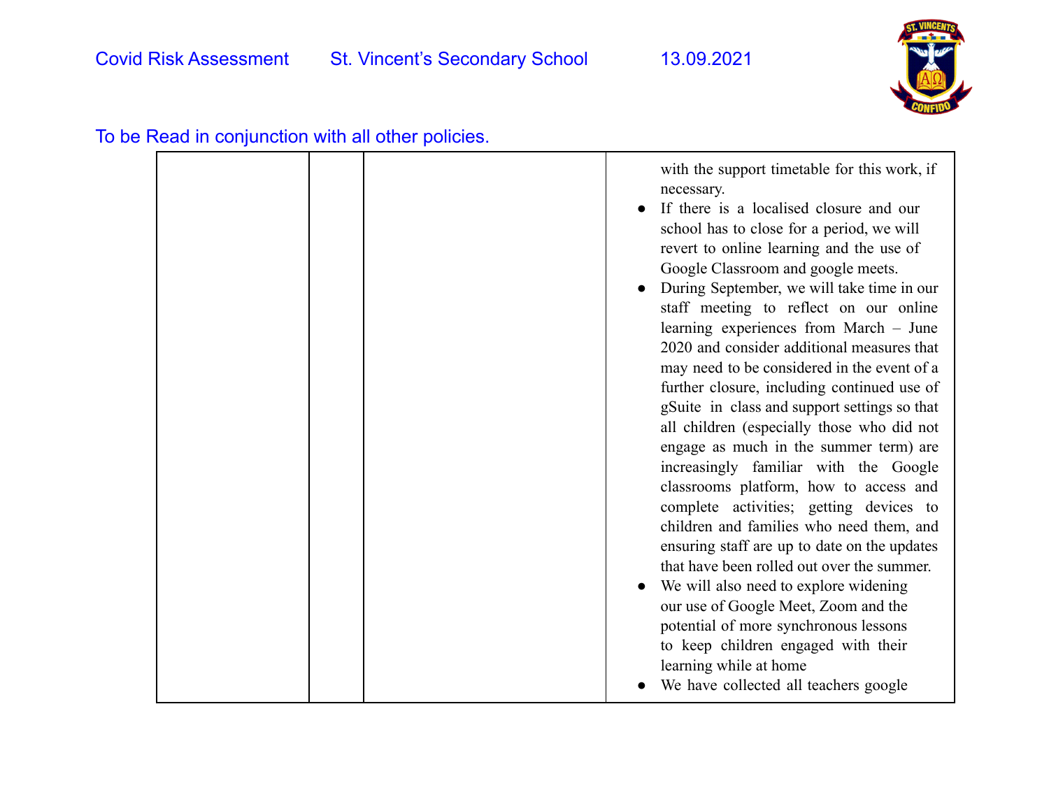To be Read in conjunction with all other policies.

| | | | |
|---|---|---|---|
| | | | with the support timetable for this work, if necessary.<br>● If there is a localised closure and our school has to close for a period, we will revert to online learning and the use of Google Classroom and google meets.<br>● During September, we will take time in our staff meeting to reflect on our online learning experiences from March – June 2020 and consider additional measures that may need to be considered in the event of a further closure, including continued use of gSuite in class and support settings so that all children (especially those who did not engage as much in the summer term) are increasingly familiar with the Google classrooms platform, how to access and complete activities; getting devices to children and families who need them, and ensuring staff are up to date on the updates that have been rolled out over the summer.<br>● We will also need to explore widening our use of Google Meet, Zoom and the potential of more synchronous lessons to keep children engaged with their learning while at home<br>● We have collected all teachers google |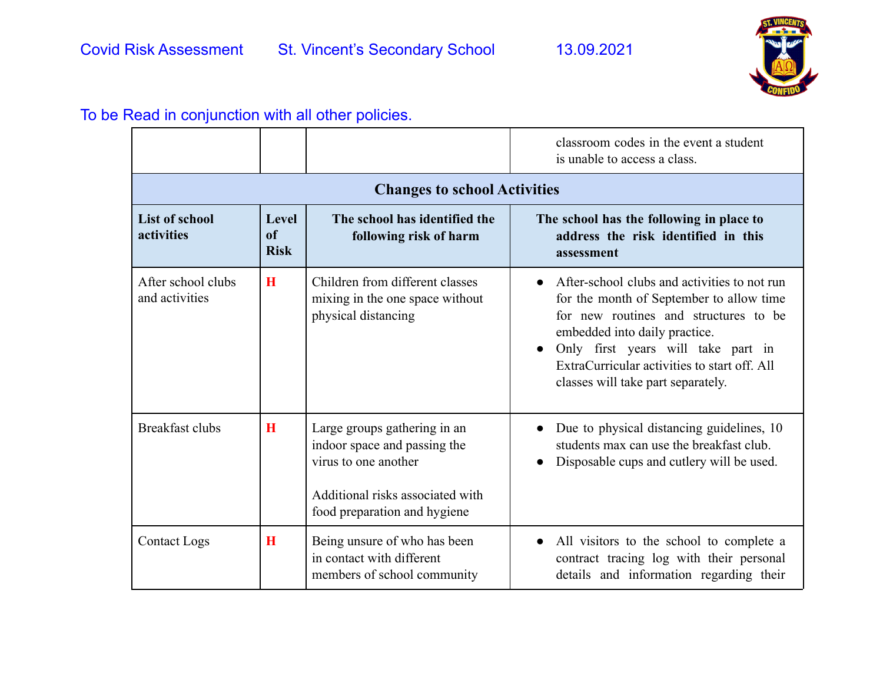To be Read in conjunction with all other policies.

| | | | |
|---|---|---|---|
| | | | classroom codes in the event a student is unable to access a class. |
| **Changes to school Activities** | | | |
| **List of school activities** | **Level of Risk** | **The school has identified the following risk of harm** | **The school has the following in place to address the risk identified in this assessment** |
| After school clubs and activities | **H** | Children from different classes mixing in the one space without physical distancing | • After-school clubs and activities to not run for the month of September to allow time for new routines and structures to be embedded into daily practice.<br>• Only first years will take part in ExtraCurricular activities to start off. All classes will take part separately. |
| Breakfast clubs | **H** | Large groups gathering in an indoor space and passing the virus to one another<br><br>Additional risks associated with food preparation and hygiene | • Due to physical distancing guidelines, 10 students max can use the breakfast club.<br>• Disposable cups and cutlery will be used. |
| Contact Logs | **H** | Being unsure of who has been in contact with different members of school community | • All visitors to the school to complete a contract tracing log with their personal details and information regarding their |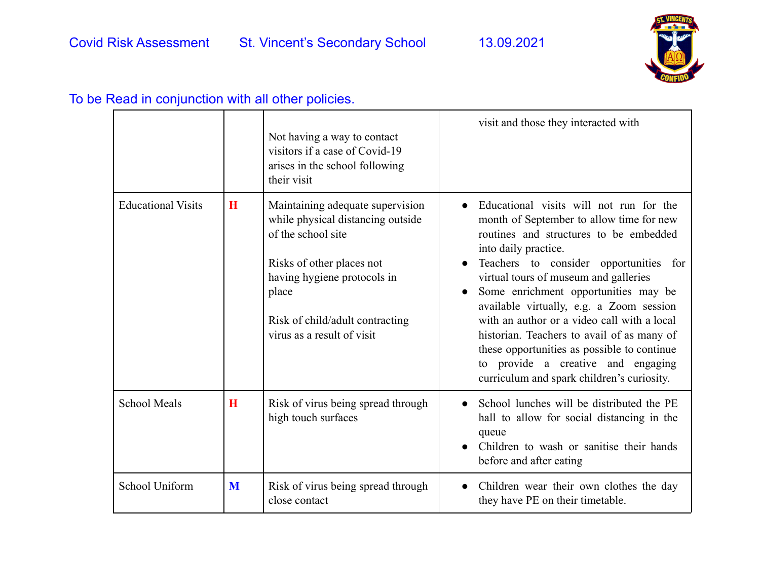Covid Risk Assessment St. Vincent's Secondary School 13.09.2021

To be Read in conjunction with all other policies.

| | | | |
|---|---|---|---|
| | | Not having a way to contact visitors if a case of Covid-19 arises in the school following their visit | visit and those they interacted with |
| Educational Visits | **H** | Maintaining adequate supervision while physical distancing outside of the school site<br><br>Risks of other places not having hygiene protocols in place<br><br>Risk of child/adult contracting virus as a result of visit | • Educational visits will not run for the month of September to allow time for new routines and structures to be embedded into daily practice.<br>• Teachers to consider opportunities for virtual tours of museum and galleries<br>• Some enrichment opportunities may be available virtually, e.g. a Zoom session with an author or a video call with a local historian. Teachers to avail of as many of these opportunities as possible to continue to provide a creative and engaging curriculum and spark children's curiosity. |
| School Meals | **H** | Risk of virus being spread through high touch surfaces | • School lunches will be distributed the PE hall to allow for social distancing in the queue<br>• Children to wash or sanitise their hands before and after eating |
| School Uniform | **M** | Risk of virus being spread through close contact | • Children wear their own clothes the day they have PE on their timetable. |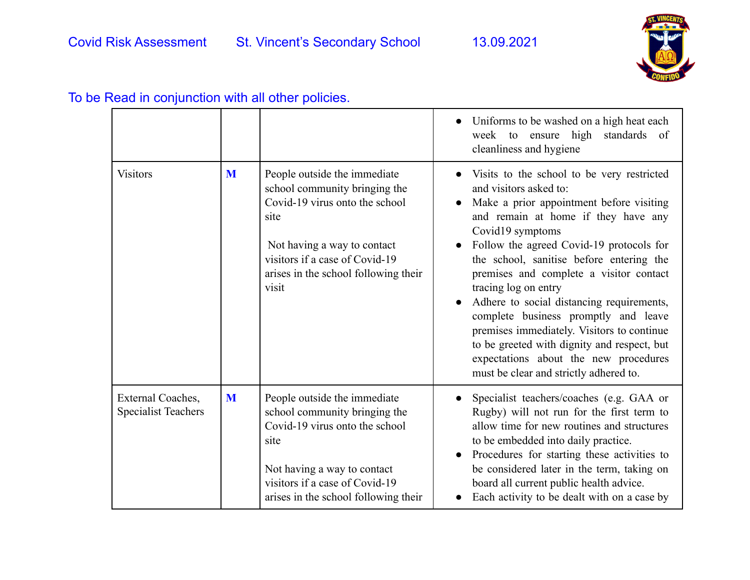| | | | |
|---|---|---|---|
| | | | • Uniforms to be washed on a high heat each week to ensure high standards of cleanliness and hygiene |
| Visitors | **M** | People outside the immediate school community bringing the Covid-19 virus onto the school site<br><br>Not having a way to contact visitors if a case of Covid-19 arises in the school following their visit | • Visits to the school to be very restricted and visitors asked to:<br>• Make a prior appointment before visiting and remain at home if they have any Covid19 symptoms<br>• Follow the agreed Covid-19 protocols for the school, sanitise before entering the premises and complete a visitor contact tracing log on entry<br>• Adhere to social distancing requirements, complete business promptly and leave premises immediately. Visitors to continue to be greeted with dignity and respect, but expectations about the new procedures must be clear and strictly adhered to. |
| External Coaches, Specialist Teachers | **M** | People outside the immediate school community bringing the Covid-19 virus onto the school site<br><br>Not having a way to contact visitors if a case of Covid-19 arises in the school following their | • Specialist teachers/coaches (e.g. GAA or Rugby) will not run for the first term to allow time for new routines and structures to be embedded into daily practice.<br>• Procedures for starting these activities to be considered later in the term, taking on board all current public health advice.<br>• Each activity to be dealt with on a case by |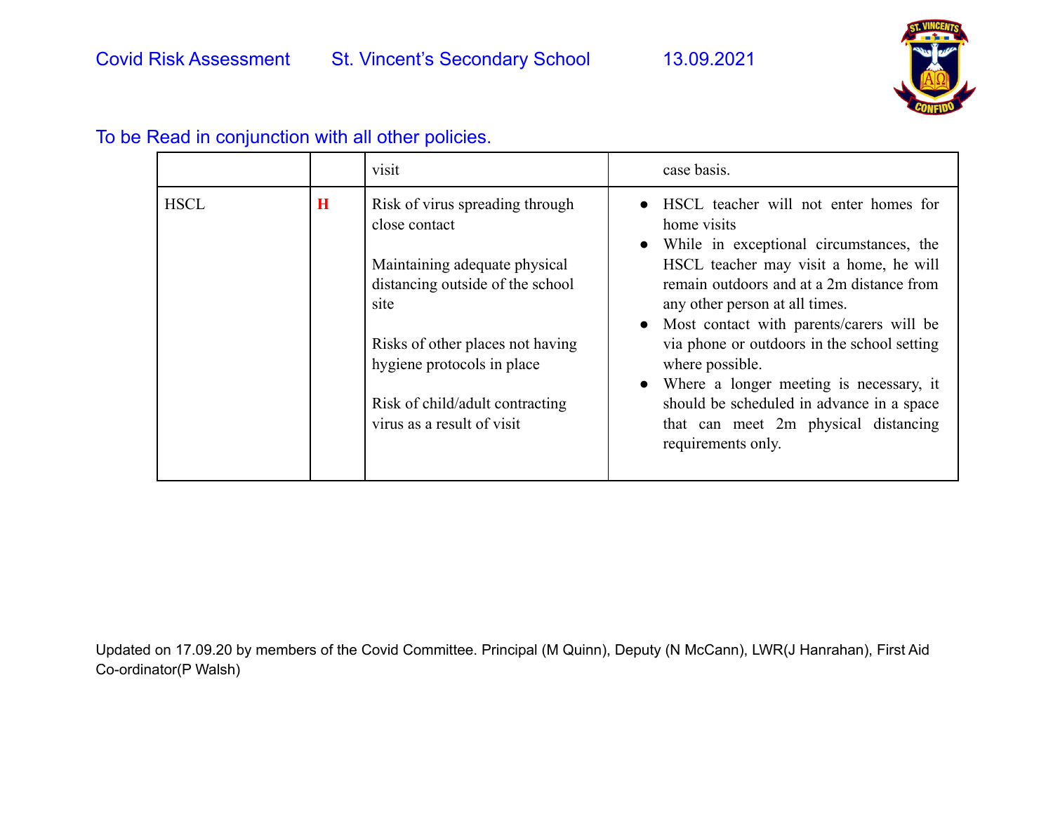To be Read in conjunction with all other policies.

| | | | |
|---|---|---|---|
| | | visit | case basis. |
| HSCL | **H** | Risk of virus spreading through close contact<br><br>Maintaining adequate physical distancing outside of the school site<br><br>Risks of other places not having hygiene protocols in place<br><br>Risk of child/adult contracting virus as a result of visit | • HSCL teacher will not enter homes for home visits<br>• While in exceptional circumstances, the HSCL teacher may visit a home, he will remain outdoors and at a 2m distance from any other person at all times.<br>• Most contact with parents/carers will be via phone or outdoors in the school setting where possible.<br>• Where a longer meeting is necessary, it should be scheduled in advance in a space that can meet 2m physical distancing requirements only. |

Updated on 17.09.20 by members of the Covid Committee. Principal (M Quinn), Deputy (N McCann), LWR(J Hanrahan), First Aid Co-ordinator(P Walsh)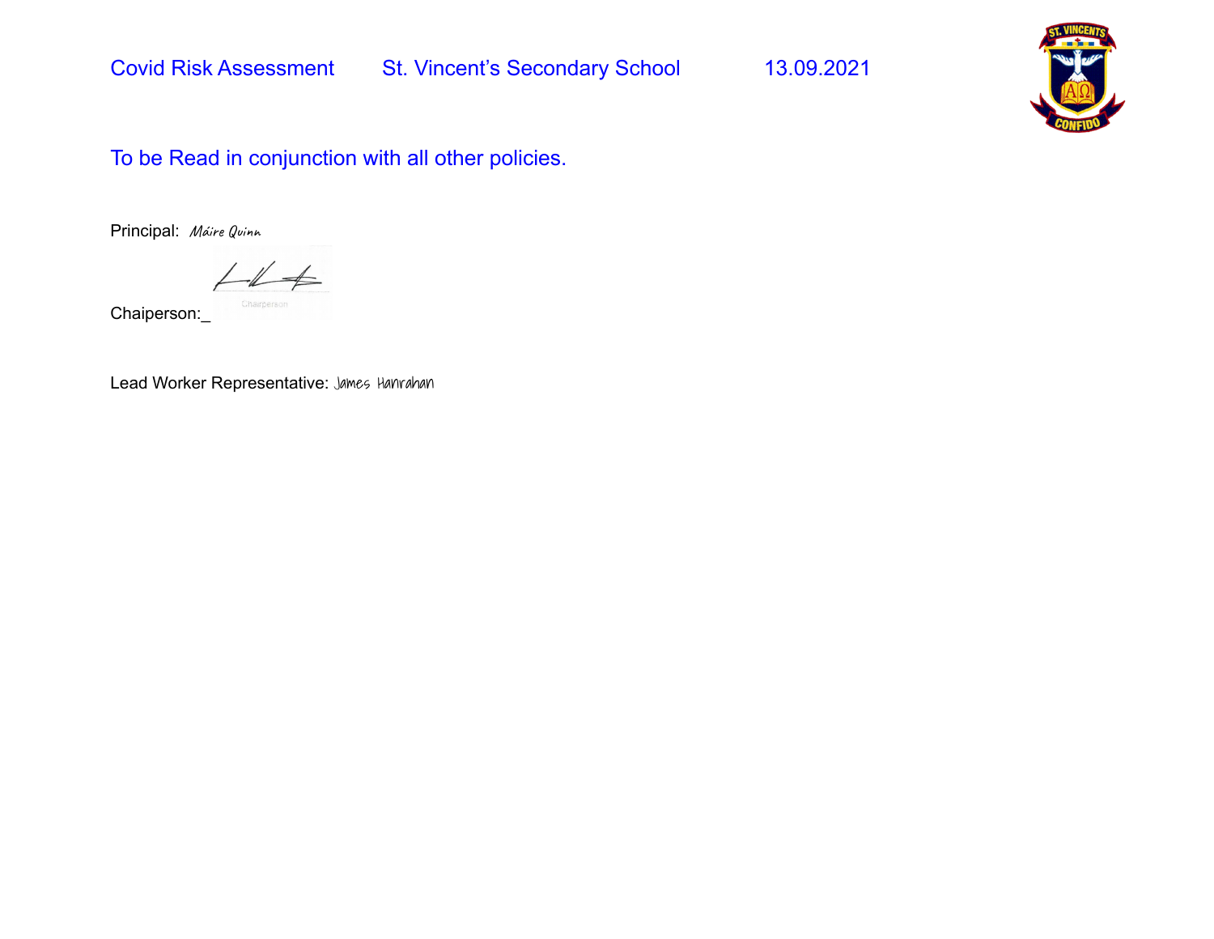Covid Risk Assessment St. Vincent's Secondary School 13.09.2021

To be Read in conjunction with all other policies.

Principal: Máire Quinn

Chaiperson:_

Lead Worker Representative: James Hanrahan